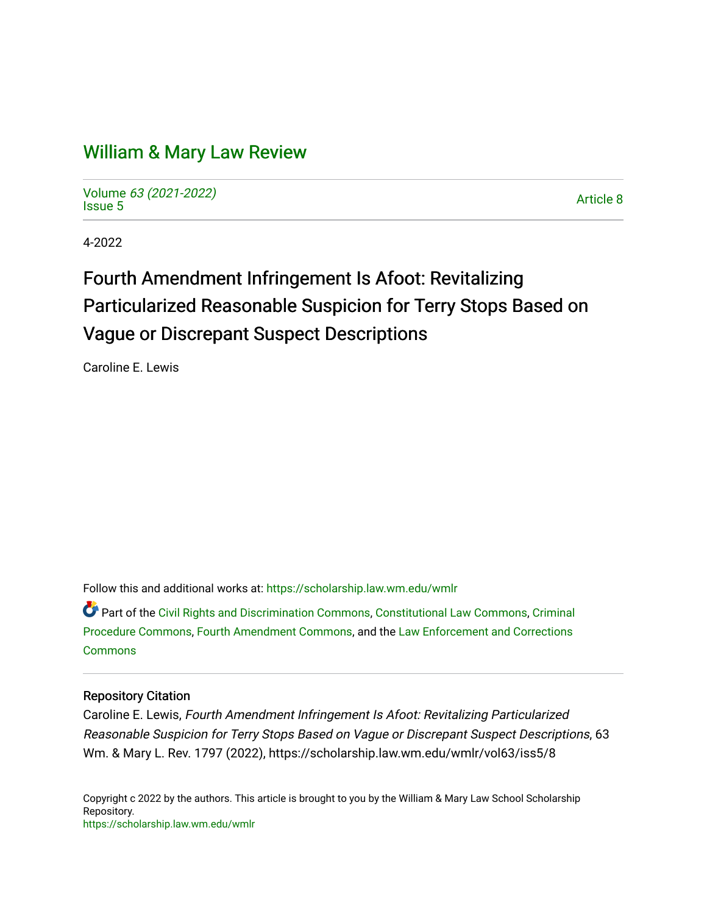# William & Mary Law Review

Volume *63 (2021-2022)*
Issue 5

Article 8

4-2022

## Fourth Amendment Infringement Is Afoot: Revitalizing Particularized Reasonable Suspicion for Terry Stops Based on Vague or Discrepant Suspect Descriptions

Caroline E. Lewis

Follow this and additional works at: https://scholarship.law.wm.edu/wmlr

Part of the Civil Rights and Discrimination Commons, Constitutional Law Commons, Criminal Procedure Commons, Fourth Amendment Commons, and the Law Enforcement and Corrections Commons

### Repository Citation

Caroline E. Lewis, *Fourth Amendment Infringement Is Afoot: Revitalizing Particularized Reasonable Suspicion for Terry Stops Based on Vague or Discrepant Suspect Descriptions*, 63 Wm. & Mary L. Rev. 1797 (2022), https://scholarship.law.wm.edu/wmlr/vol63/iss5/8

Copyright c 2022 by the authors. This article is brought to you by the William & Mary Law School Scholarship Repository.
https://scholarship.law.wm.edu/wmlr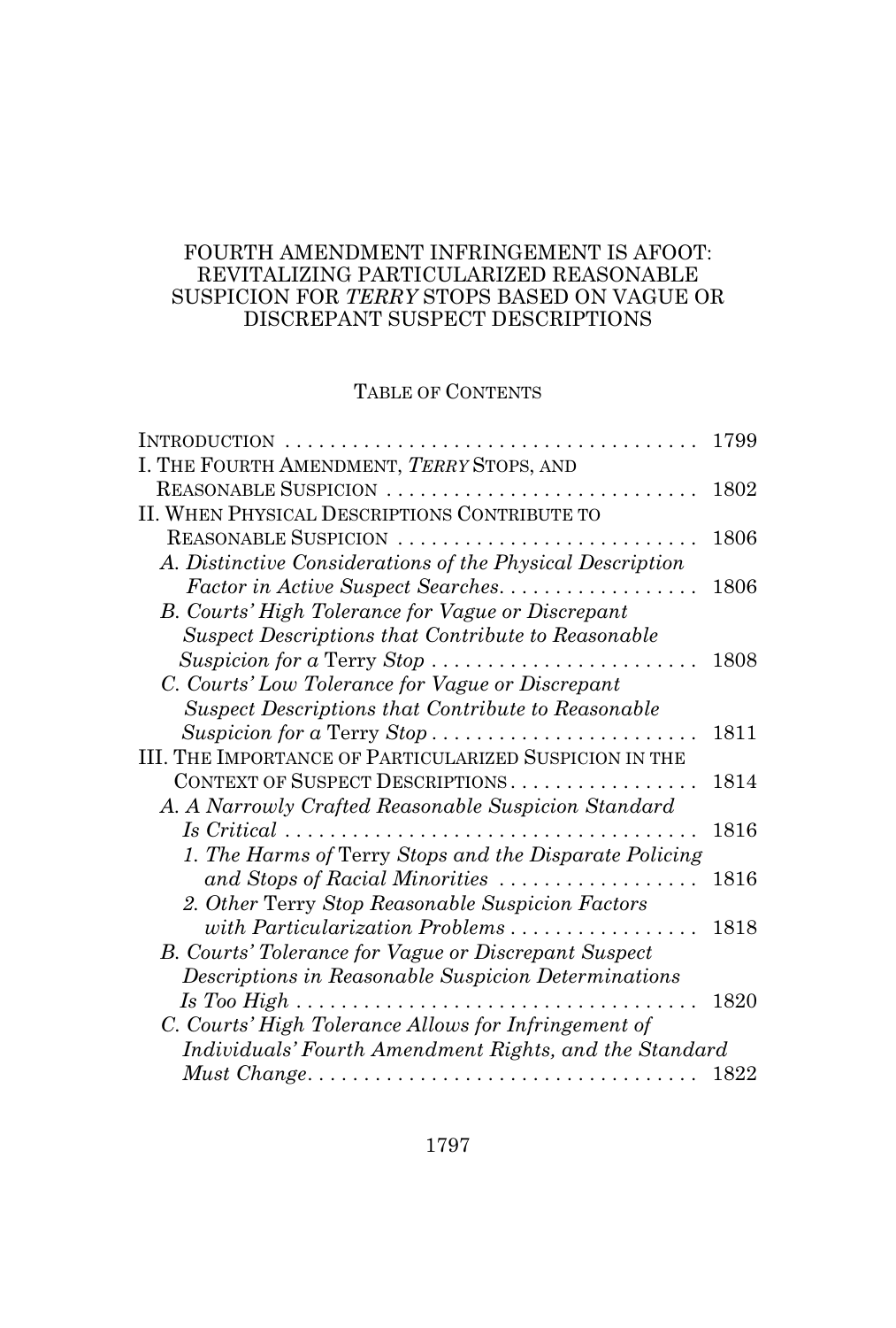# FOURTH AMENDMENT INFRINGEMENT IS AFOOT: REVITALIZING PARTICULARIZED REASONABLE SUSPICION FOR *TERRY* STOPS BASED ON VAGUE OR DISCREPANT SUSPECT DESCRIPTIONS

## TABLE OF CONTENTS

INTRODUCTION .......................................... 1799

I. THE FOURTH AMENDMENT, *TERRY* STOPS, AND REASONABLE SUSPICION .......................................... 1802

II. WHEN PHYSICAL DESCRIPTIONS CONTRIBUTE TO REASONABLE SUSPICION .......................................... 1806

- *A. Distinctive Considerations of the Physical Description Factor in Active Suspect Searches* .......................................... 1806
- *B. Courts' High Tolerance for Vague or Discrepant Suspect Descriptions that Contribute to Reasonable Suspicion for a* Terry *Stop* .......................................... 1808
- *C. Courts' Low Tolerance for Vague or Discrepant Suspect Descriptions that Contribute to Reasonable Suspicion for a* Terry *Stop* .......................................... 1811

III. THE IMPORTANCE OF PARTICULARIZED SUSPICION IN THE CONTEXT OF SUSPECT DESCRIPTIONS .......................................... 1814

- *A. A Narrowly Crafted Reasonable Suspicion Standard Is Critical* .......................................... 1816
  - *1. The Harms of* Terry *Stops and the Disparate Policing and Stops of Racial Minorities* .......................................... 1816
  - *2. Other* Terry *Stop Reasonable Suspicion Factors with Particularization Problems* .......................................... 1818
- *B. Courts' Tolerance for Vague or Discrepant Suspect Descriptions in Reasonable Suspicion Determinations Is Too High* .......................................... 1820
- *C. Courts' High Tolerance Allows for Infringement of Individuals' Fourth Amendment Rights, and the Standard Must Change* .......................................... 1822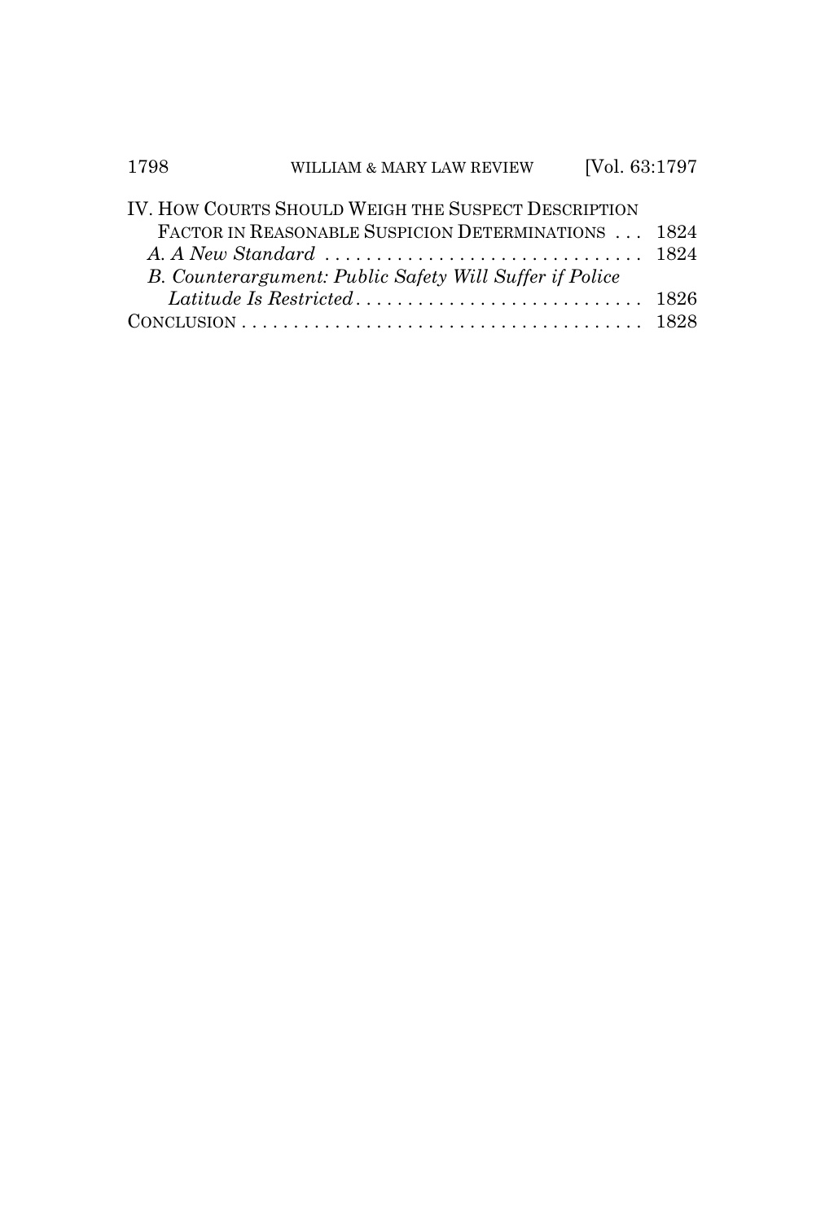IV. HOW COURTS SHOULD WEIGH THE SUSPECT DESCRIPTION FACTOR IN REASONABLE SUSPICION DETERMINATIONS . . . 1824

*A. A New Standard* . . . . . . . . . . . . . . . . . . . . . . . . . . . . . . . 1824

*B. Counterargument: Public Safety Will Suffer if Police Latitude Is Restricted* . . . . . . . . . . . . . . . . . . . . . . . . . . . . 1826

CONCLUSION . . . . . . . . . . . . . . . . . . . . . . . . . . . . . . . . . . . . . . . 1828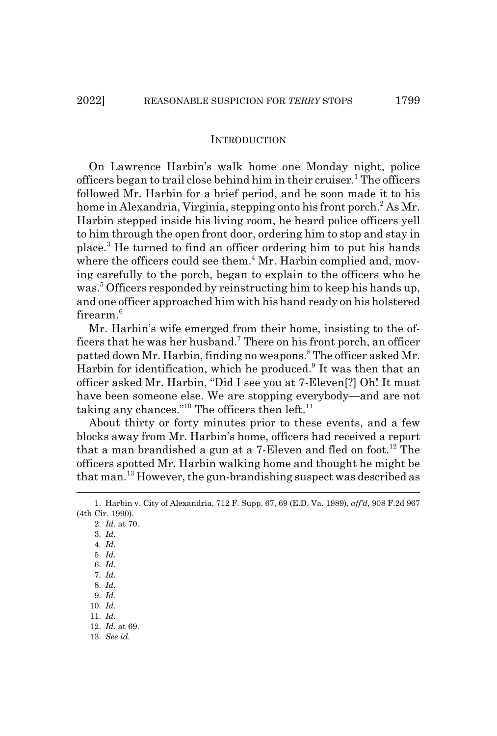## INTRODUCTION

On Lawrence Harbin's walk home one Monday night, police officers began to trail close behind him in their cruiser.[1] The officers followed Mr. Harbin for a brief period, and he soon made it to his home in Alexandria, Virginia, stepping onto his front porch.[2] As Mr. Harbin stepped inside his living room, he heard police officers yell to him through the open front door, ordering him to stop and stay in place.[3] He turned to find an officer ordering him to put his hands where the officers could see them.[4] Mr. Harbin complied and, moving carefully to the porch, began to explain to the officers who he was.[5] Officers responded by reinstructing him to keep his hands up, and one officer approached him with his hand ready on his holstered firearm.[6]

Mr. Harbin's wife emerged from their home, insisting to the officers that he was her husband.[7] There on his front porch, an officer patted down Mr. Harbin, finding no weapons.[8] The officer asked Mr. Harbin for identification, which he produced.[9] It was then that an officer asked Mr. Harbin, "Did I see you at 7-Eleven[?] Oh! It must have been someone else. We are stopping everybody—and are not taking any chances."[10] The officers then left.[11]

About thirty or forty minutes prior to these events, and a few blocks away from Mr. Harbin's home, officers had received a report that a man brandished a gun at a 7-Eleven and fled on foot.[12] The officers spotted Mr. Harbin walking home and thought he might be that man.[13] However, the gun-brandishing suspect was described as

---

1. Harbin v. City of Alexandria, 712 F. Supp. 67, 69 (E.D. Va. 1989), *aff'd*, 908 F.2d 967 (4th Cir. 1990).
2. *Id.* at 70.
3. *Id.*
4. *Id.*
5. *Id.*
6. *Id.*
7. *Id.*
8. *Id.*
9. *Id.*
10. *Id.*
11. *Id.*
12. *Id.* at 69.
13. *See id.*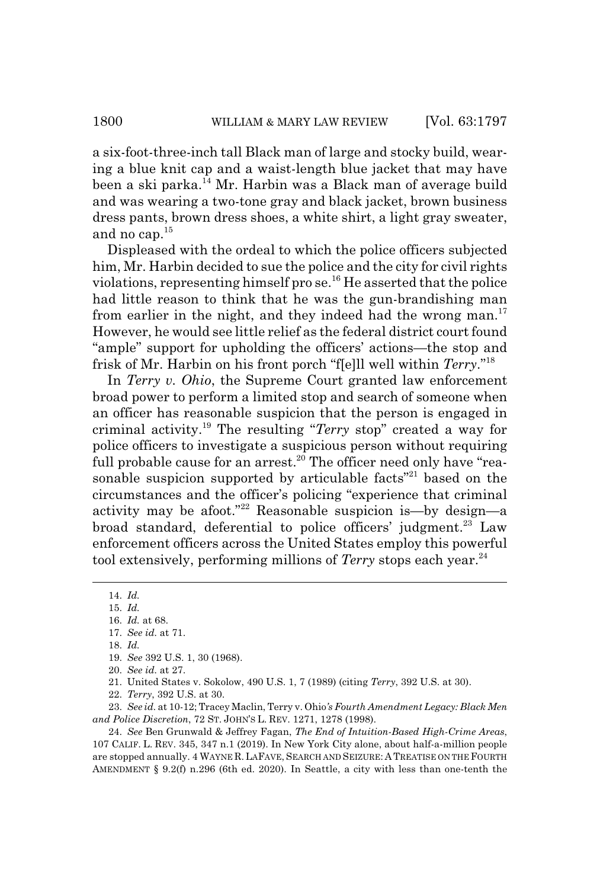a six-foot-three-inch tall Black man of large and stocky build, wearing a blue knit cap and a waist-length blue jacket that may have been a ski parka.[14] Mr. Harbin was a Black man of average build and was wearing a two-tone gray and black jacket, brown business dress pants, brown dress shoes, a white shirt, a light gray sweater, and no cap.[15]

Displeased with the ordeal to which the police officers subjected him, Mr. Harbin decided to sue the police and the city for civil rights violations, representing himself pro se.[16] He asserted that the police had little reason to think that he was the gun-brandishing man from earlier in the night, and they indeed had the wrong man.[17] However, he would see little relief as the federal district court found "ample" support for upholding the officers' actions—the stop and frisk of Mr. Harbin on his front porch "f[e]ll well within *Terry*."[18]

In *Terry v. Ohio*, the Supreme Court granted law enforcement broad power to perform a limited stop and search of someone when an officer has reasonable suspicion that the person is engaged in criminal activity.[19] The resulting "*Terry* stop" created a way for police officers to investigate a suspicious person without requiring full probable cause for an arrest.[20] The officer need only have "reasonable suspicion supported by articulable facts"[21] based on the circumstances and the officer's policing "experience that criminal activity may be afoot."[22] Reasonable suspicion is—by design—a broad standard, deferential to police officers' judgment.[23] Law enforcement officers across the United States employ this powerful tool extensively, performing millions of *Terry* stops each year.[24]

---

14. *Id.*
15. *Id.*
16. *Id.* at 68.
17. *See id.* at 71.
18. *Id.*
19. *See* 392 U.S. 1, 30 (1968).
20. *See id.* at 27.
21. United States v. Sokolow, 490 U.S. 1, 7 (1989) (citing *Terry*, 392 U.S. at 30).
22. *Terry*, 392 U.S. at 30.
23. *See id.* at 10-12; Tracey Maclin, Terry v. Ohio*'s Fourth Amendment Legacy: Black Men and Police Discretion*, 72 ST. JOHN'S L. REV. 1271, 1278 (1998).
24. *See* Ben Grunwald & Jeffrey Fagan, *The End of Intuition-Based High-Crime Areas*, 107 CALIF. L. REV. 345, 347 n.1 (2019). In New York City alone, about half-a-million people are stopped annually. 4 WAYNE R. LAFAVE, SEARCH AND SEIZURE: A TREATISE ON THE FOURTH AMENDMENT § 9.2(f) n.296 (6th ed. 2020). In Seattle, a city with less than one-tenth the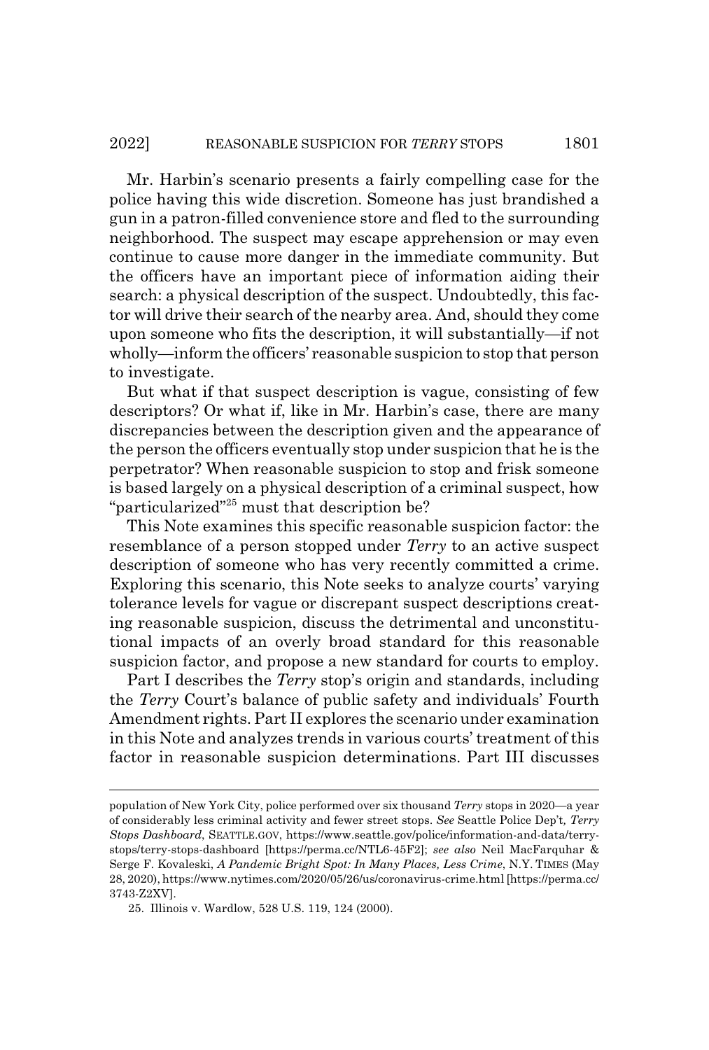Mr. Harbin's scenario presents a fairly compelling case for the police having this wide discretion. Someone has just brandished a gun in a patron-filled convenience store and fled to the surrounding neighborhood. The suspect may escape apprehension or may even continue to cause more danger in the immediate community. But the officers have an important piece of information aiding their search: a physical description of the suspect. Undoubtedly, this factor will drive their search of the nearby area. And, should they come upon someone who fits the description, it will substantially—if not wholly—inform the officers' reasonable suspicion to stop that person to investigate.

But what if that suspect description is vague, consisting of few descriptors? Or what if, like in Mr. Harbin's case, there are many discrepancies between the description given and the appearance of the person the officers eventually stop under suspicion that he is the perpetrator? When reasonable suspicion to stop and frisk someone is based largely on a physical description of a criminal suspect, how "particularized"[25] must that description be?

This Note examines this specific reasonable suspicion factor: the resemblance of a person stopped under *Terry* to an active suspect description of someone who has very recently committed a crime. Exploring this scenario, this Note seeks to analyze courts' varying tolerance levels for vague or discrepant suspect descriptions creating reasonable suspicion, discuss the detrimental and unconstitutional impacts of an overly broad standard for this reasonable suspicion factor, and propose a new standard for courts to employ.

Part I describes the *Terry* stop's origin and standards, including the *Terry* Court's balance of public safety and individuals' Fourth Amendment rights. Part II explores the scenario under examination in this Note and analyzes trends in various courts' treatment of this factor in reasonable suspicion determinations. Part III discusses

---

population of New York City, police performed over six thousand *Terry* stops in 2020—a year of considerably less criminal activity and fewer street stops. *See* Seattle Police Dep't, *Terry Stops Dashboard*, SEATTLE.GOV, https://www.seattle.gov/police/information-and-data/terry-stops/terry-stops-dashboard [https://perma.cc/NTL6-45F2]; *see also* Neil MacFarquhar & Serge F. Kovaleski, *A Pandemic Bright Spot: In Many Places, Less Crime*, N.Y. TIMES (May 28, 2020), https://www.nytimes.com/2020/05/26/us/coronavirus-crime.html [https://perma.cc/3743-Z2XV].

25. Illinois v. Wardlow, 528 U.S. 119, 124 (2000).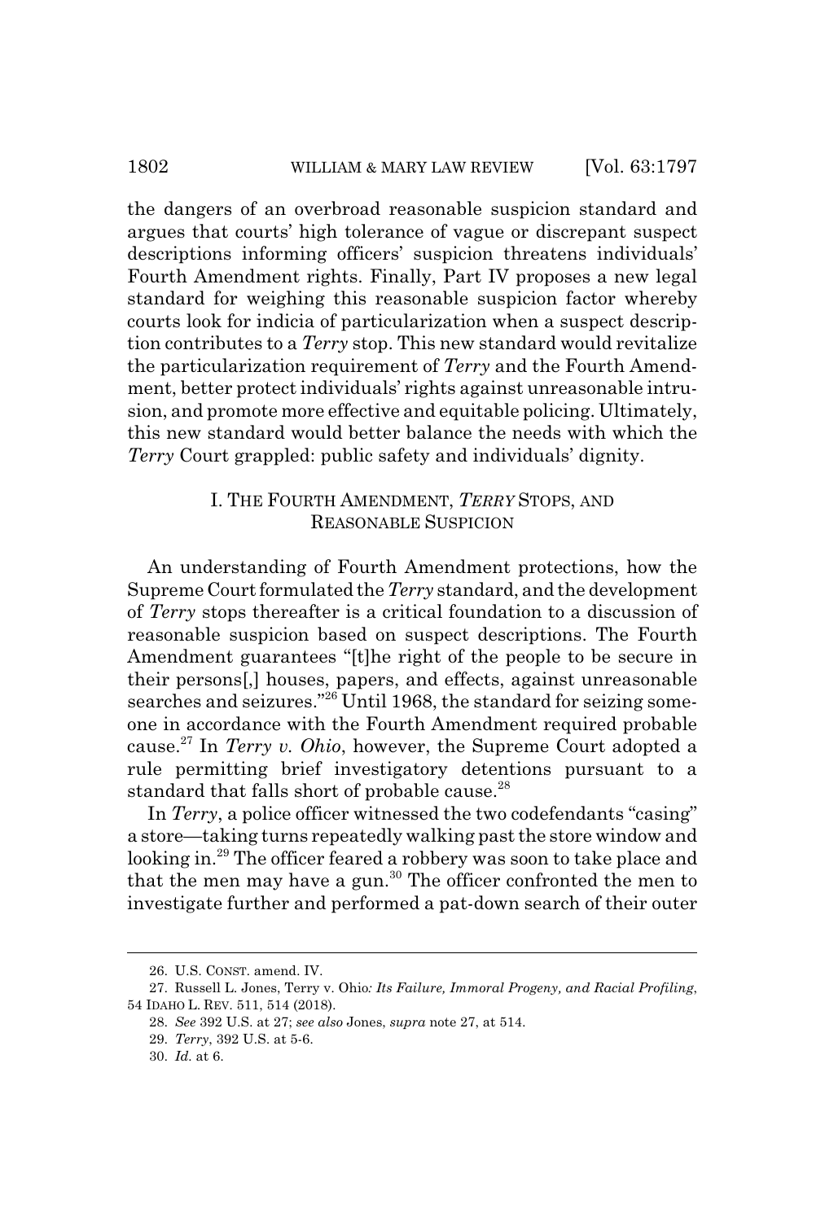the dangers of an overbroad reasonable suspicion standard and argues that courts' high tolerance of vague or discrepant suspect descriptions informing officers' suspicion threatens individuals' Fourth Amendment rights. Finally, Part IV proposes a new legal standard for weighing this reasonable suspicion factor whereby courts look for indicia of particularization when a suspect description contributes to a *Terry* stop. This new standard would revitalize the particularization requirement of *Terry* and the Fourth Amendment, better protect individuals' rights against unreasonable intrusion, and promote more effective and equitable policing. Ultimately, this new standard would better balance the needs with which the *Terry* Court grappled: public safety and individuals' dignity.

## I. THE FOURTH AMENDMENT, *TERRY* STOPS, AND REASONABLE SUSPICION

An understanding of Fourth Amendment protections, how the Supreme Court formulated the *Terry* standard, and the development of *Terry* stops thereafter is a critical foundation to a discussion of reasonable suspicion based on suspect descriptions. The Fourth Amendment guarantees "[t]he right of the people to be secure in their persons[,] houses, papers, and effects, against unreasonable searches and seizures."[26] Until 1968, the standard for seizing someone in accordance with the Fourth Amendment required probable cause.[27] In *Terry v. Ohio*, however, the Supreme Court adopted a rule permitting brief investigatory detentions pursuant to a standard that falls short of probable cause.[28]

In *Terry*, a police officer witnessed the two codefendants "casing" a store—taking turns repeatedly walking past the store window and looking in.[29] The officer feared a robbery was soon to take place and that the men may have a gun.[30] The officer confronted the men to investigate further and performed a pat-down search of their outer

---

26. U.S. CONST. amend. IV.

27. Russell L. Jones, Terry v. Ohio*: Its Failure, Immoral Progeny, and Racial Profiling*, 54 IDAHO L. REV. 511, 514 (2018).

28. *See* 392 U.S. at 27; *see also* Jones, *supra* note 27, at 514.

29. *Terry*, 392 U.S. at 5-6.

30. *Id.* at 6.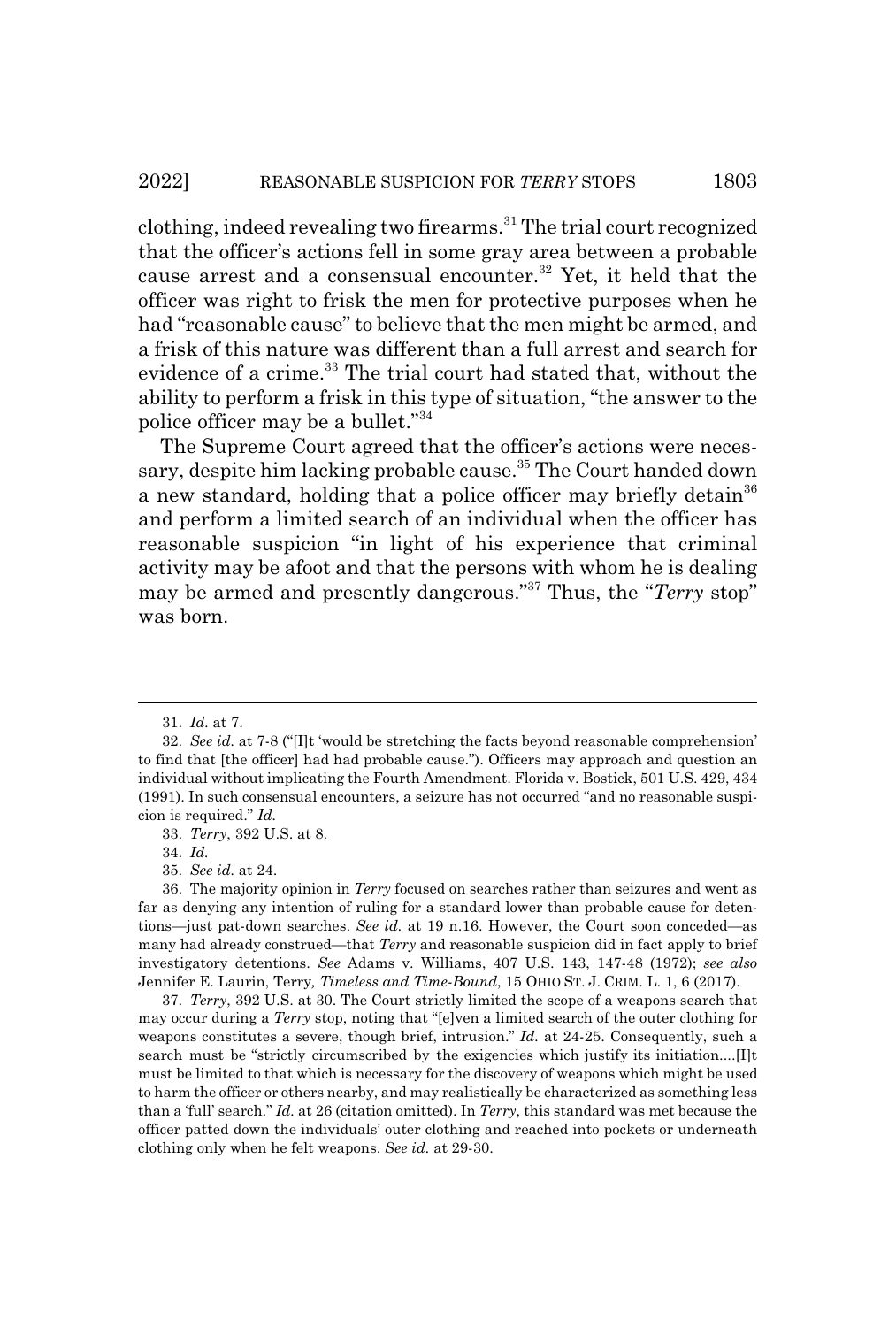clothing, indeed revealing two firearms.[31] The trial court recognized that the officer's actions fell in some gray area between a probable cause arrest and a consensual encounter.[32] Yet, it held that the officer was right to frisk the men for protective purposes when he had "reasonable cause" to believe that the men might be armed, and a frisk of this nature was different than a full arrest and search for evidence of a crime.[33] The trial court had stated that, without the ability to perform a frisk in this type of situation, "the answer to the police officer may be a bullet."[34]

The Supreme Court agreed that the officer's actions were necessary, despite him lacking probable cause.[35] The Court handed down a new standard, holding that a police officer may briefly detain[36] and perform a limited search of an individual when the officer has reasonable suspicion "in light of his experience that criminal activity may be afoot and that the persons with whom he is dealing may be armed and presently dangerous."[37] Thus, the "*Terry* stop" was born.

---

31. *Id.* at 7.

32. *See id.* at 7-8 ("[I]t 'would be stretching the facts beyond reasonable comprehension' to find that [the officer] had had probable cause."). Officers may approach and question an individual without implicating the Fourth Amendment. Florida v. Bostick, 501 U.S. 429, 434 (1991). In such consensual encounters, a seizure has not occurred "and no reasonable suspicion is required." *Id.*

33. *Terry*, 392 U.S. at 8.

34. *Id.*

35. *See id.* at 24.

36. The majority opinion in *Terry* focused on searches rather than seizures and went as far as denying any intention of ruling for a standard lower than probable cause for detentions—just pat-down searches. *See id.* at 19 n.16. However, the Court soon conceded—as many had already construed—that *Terry* and reasonable suspicion did in fact apply to brief investigatory detentions. *See* Adams v. Williams, 407 U.S. 143, 147-48 (1972); *see also* Jennifer E. Laurin, Terry*, Timeless and Time-Bound*, 15 OHIO ST. J. CRIM. L. 1, 6 (2017).

37. *Terry*, 392 U.S. at 30. The Court strictly limited the scope of a weapons search that may occur during a *Terry* stop, noting that "[e]ven a limited search of the outer clothing for weapons constitutes a severe, though brief, intrusion." *Id.* at 24-25. Consequently, such a search must be "strictly circumscribed by the exigencies which justify its initiation....[I]t must be limited to that which is necessary for the discovery of weapons which might be used to harm the officer or others nearby, and may realistically be characterized as something less than a 'full' search." *Id.* at 26 (citation omitted). In *Terry*, this standard was met because the officer patted down the individuals' outer clothing and reached into pockets or underneath clothing only when he felt weapons. *See id.* at 29-30.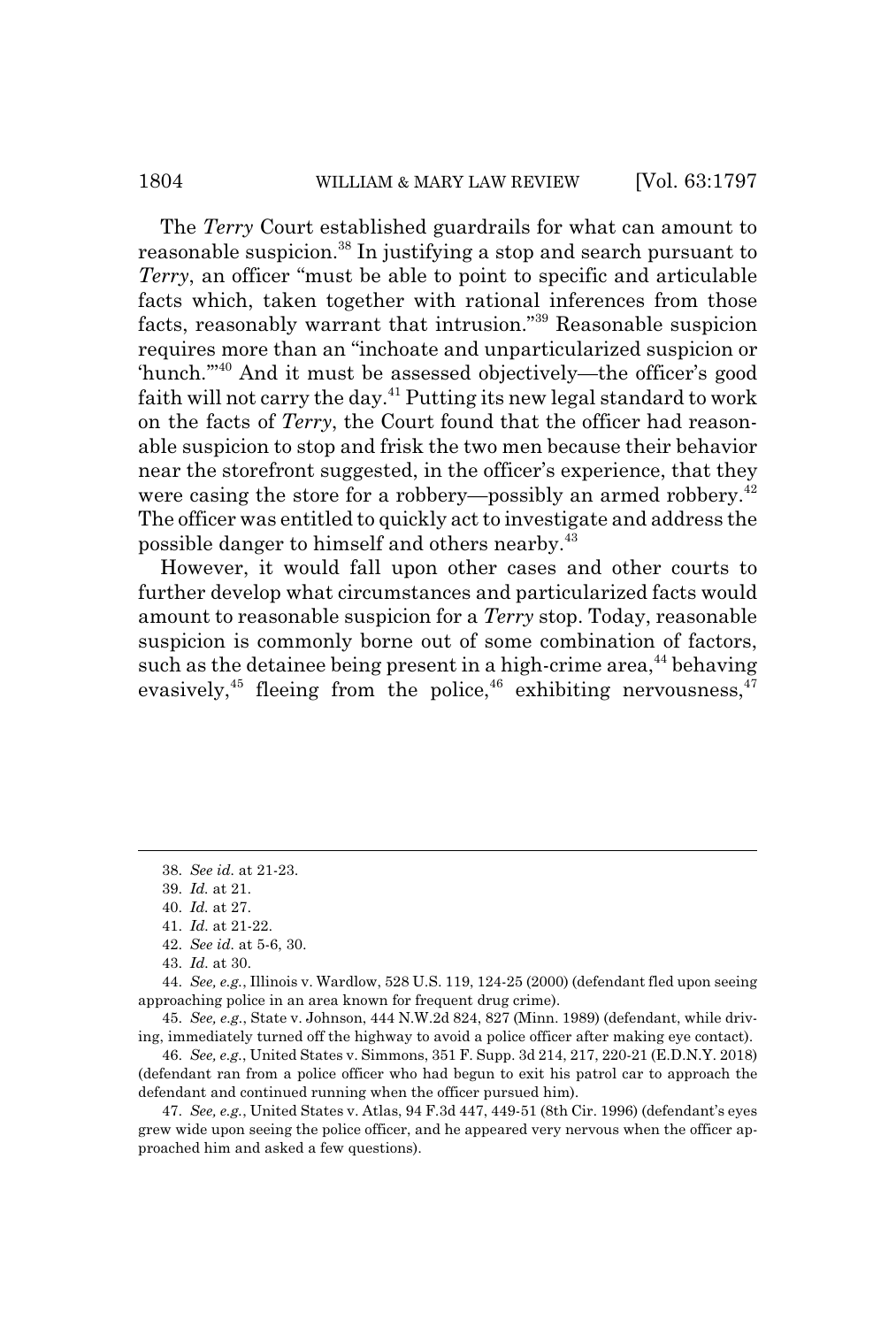The *Terry* Court established guardrails for what can amount to reasonable suspicion.[38] In justifying a stop and search pursuant to *Terry*, an officer "must be able to point to specific and articulable facts which, taken together with rational inferences from those facts, reasonably warrant that intrusion."[39] Reasonable suspicion requires more than an "inchoate and unparticularized suspicion or 'hunch.'"[40] And it must be assessed objectively—the officer's good faith will not carry the day.[41] Putting its new legal standard to work on the facts of *Terry*, the Court found that the officer had reasonable suspicion to stop and frisk the two men because their behavior near the storefront suggested, in the officer's experience, that they were casing the store for a robbery—possibly an armed robbery.[42] The officer was entitled to quickly act to investigate and address the possible danger to himself and others nearby.[43]

However, it would fall upon other cases and other courts to further develop what circumstances and particularized facts would amount to reasonable suspicion for a *Terry* stop. Today, reasonable suspicion is commonly borne out of some combination of factors, such as the detainee being present in a high-crime area,[44] behaving evasively,[45] fleeing from the police,[46] exhibiting nervousness,[47]

---

38. *See id.* at 21-23.

39. *Id.* at 21.

40. *Id.* at 27.

41. *Id.* at 21-22.

42. *See id.* at 5-6, 30.

43. *Id.* at 30.

44. *See, e.g.*, Illinois v. Wardlow, 528 U.S. 119, 124-25 (2000) (defendant fled upon seeing approaching police in an area known for frequent drug crime).

45. *See, e.g.*, State v. Johnson, 444 N.W.2d 824, 827 (Minn. 1989) (defendant, while driving, immediately turned off the highway to avoid a police officer after making eye contact).

46. *See, e.g.*, United States v. Simmons, 351 F. Supp. 3d 214, 217, 220-21 (E.D.N.Y. 2018) (defendant ran from a police officer who had begun to exit his patrol car to approach the defendant and continued running when the officer pursued him).

47. *See, e.g.*, United States v. Atlas, 94 F.3d 447, 449-51 (8th Cir. 1996) (defendant's eyes grew wide upon seeing the police officer, and he appeared very nervous when the officer approached him and asked a few questions).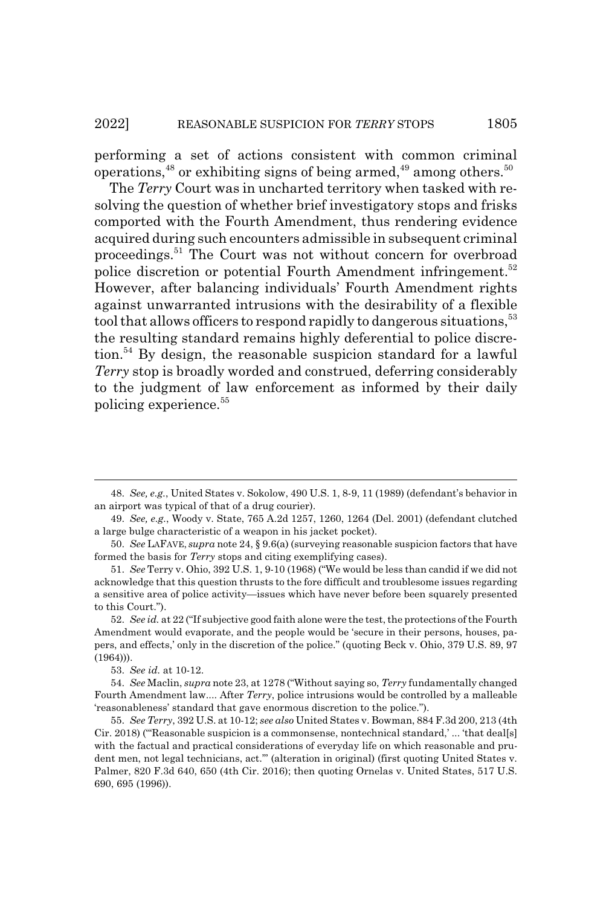performing a set of actions consistent with common criminal operations,[48] or exhibiting signs of being armed,[49] among others.[50]

The *Terry* Court was in uncharted territory when tasked with resolving the question of whether brief investigatory stops and frisks comported with the Fourth Amendment, thus rendering evidence acquired during such encounters admissible in subsequent criminal proceedings.[51] The Court was not without concern for overbroad police discretion or potential Fourth Amendment infringement.[52] However, after balancing individuals' Fourth Amendment rights against unwarranted intrusions with the desirability of a flexible tool that allows officers to respond rapidly to dangerous situations,[53] the resulting standard remains highly deferential to police discretion.[54] By design, the reasonable suspicion standard for a lawful *Terry* stop is broadly worded and construed, deferring considerably to the judgment of law enforcement as informed by their daily policing experience.[55]

---

48. *See, e.g.*, United States v. Sokolow, 490 U.S. 1, 8-9, 11 (1989) (defendant's behavior in an airport was typical of that of a drug courier).

49. *See, e.g.*, Woody v. State, 765 A.2d 1257, 1260, 1264 (Del. 2001) (defendant clutched a large bulge characteristic of a weapon in his jacket pocket).

50. *See* LAFAVE, *supra* note 24, § 9.6(a) (surveying reasonable suspicion factors that have formed the basis for *Terry* stops and citing exemplifying cases).

51. *See* Terry v. Ohio, 392 U.S. 1, 9-10 (1968) ("We would be less than candid if we did not acknowledge that this question thrusts to the fore difficult and troublesome issues regarding a sensitive area of police activity—issues which have never before been squarely presented to this Court.").

52. *See id.* at 22 ("If subjective good faith alone were the test, the protections of the Fourth Amendment would evaporate, and the people would be 'secure in their persons, houses, papers, and effects,' only in the discretion of the police." (quoting Beck v. Ohio, 379 U.S. 89, 97 (1964))).

53. *See id.* at 10-12.

54. *See* Maclin, *supra* note 23, at 1278 ("Without saying so, *Terry* fundamentally changed Fourth Amendment law.... After *Terry*, police intrusions would be controlled by a malleable 'reasonableness' standard that gave enormous discretion to the police.").

55. *See Terry*, 392 U.S. at 10-12; *see also* United States v. Bowman, 884 F.3d 200, 213 (4th Cir. 2018) ("'Reasonable suspicion is a commonsense, nontechnical standard,' ... 'that deal[s] with the factual and practical considerations of everyday life on which reasonable and prudent men, not legal technicians, act.'" (alteration in original) (first quoting United States v. Palmer, 820 F.3d 640, 650 (4th Cir. 2016); then quoting Ornelas v. United States, 517 U.S. 690, 695 (1996)).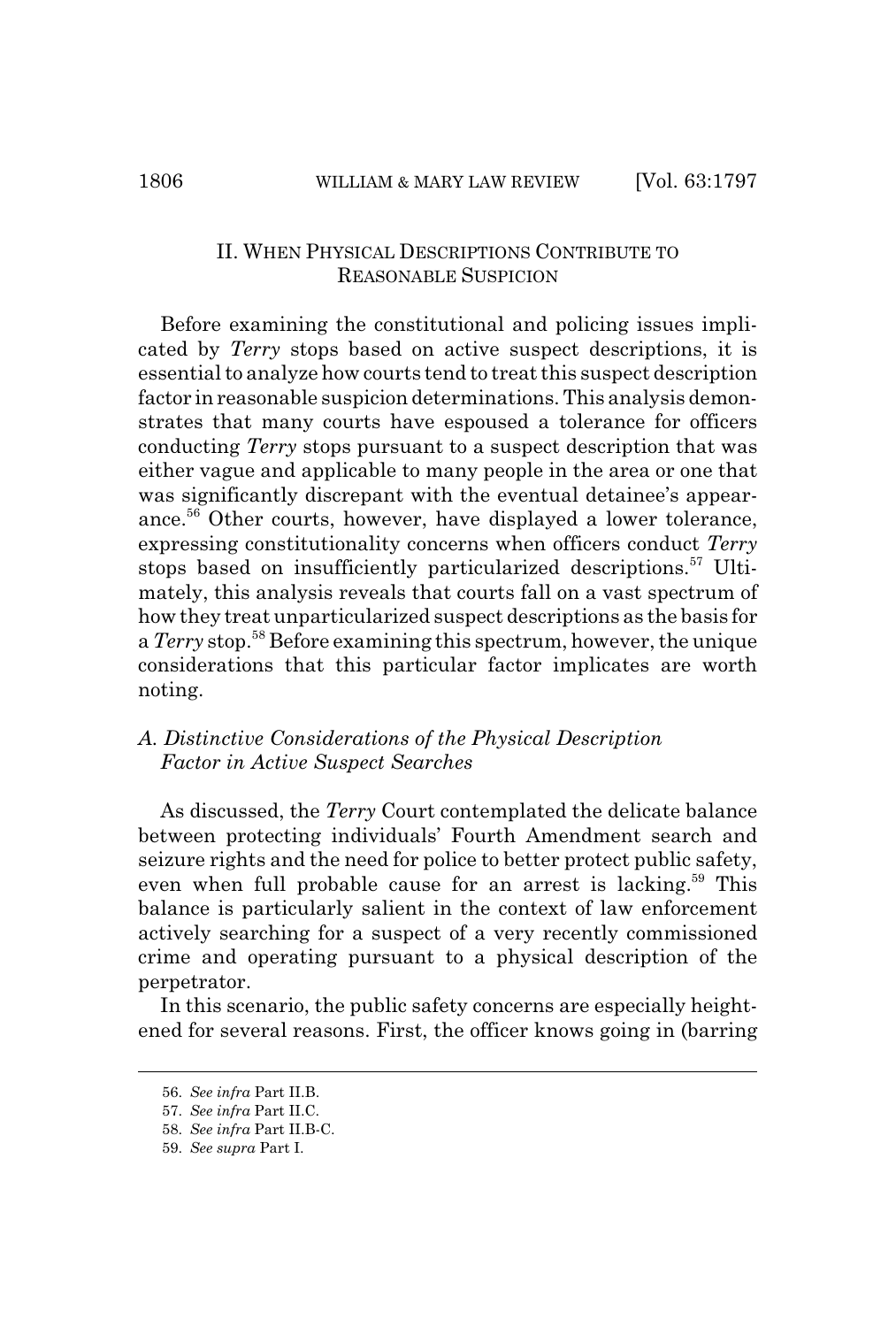## II. When Physical Descriptions Contribute to Reasonable Suspicion

Before examining the constitutional and policing issues implicated by *Terry* stops based on active suspect descriptions, it is essential to analyze how courts tend to treat this suspect description factor in reasonable suspicion determinations. This analysis demonstrates that many courts have espoused a tolerance for officers conducting *Terry* stops pursuant to a suspect description that was either vague and applicable to many people in the area or one that was significantly discrepant with the eventual detainee's appearance.[56] Other courts, however, have displayed a lower tolerance, expressing constitutionality concerns when officers conduct *Terry* stops based on insufficiently particularized descriptions.[57] Ultimately, this analysis reveals that courts fall on a vast spectrum of how they treat unparticularized suspect descriptions as the basis for a *Terry* stop.[58] Before examining this spectrum, however, the unique considerations that this particular factor implicates are worth noting.

### A. Distinctive Considerations of the Physical Description Factor in Active Suspect Searches

As discussed, the *Terry* Court contemplated the delicate balance between protecting individuals' Fourth Amendment search and seizure rights and the need for police to better protect public safety, even when full probable cause for an arrest is lacking.[59] This balance is particularly salient in the context of law enforcement actively searching for a suspect of a very recently commissioned crime and operating pursuant to a physical description of the perpetrator.

In this scenario, the public safety concerns are especially heightened for several reasons. First, the officer knows going in (barring

---

56. *See infra* Part II.B.

57. *See infra* Part II.C.

58. *See infra* Part II.B-C.

59. *See supra* Part I.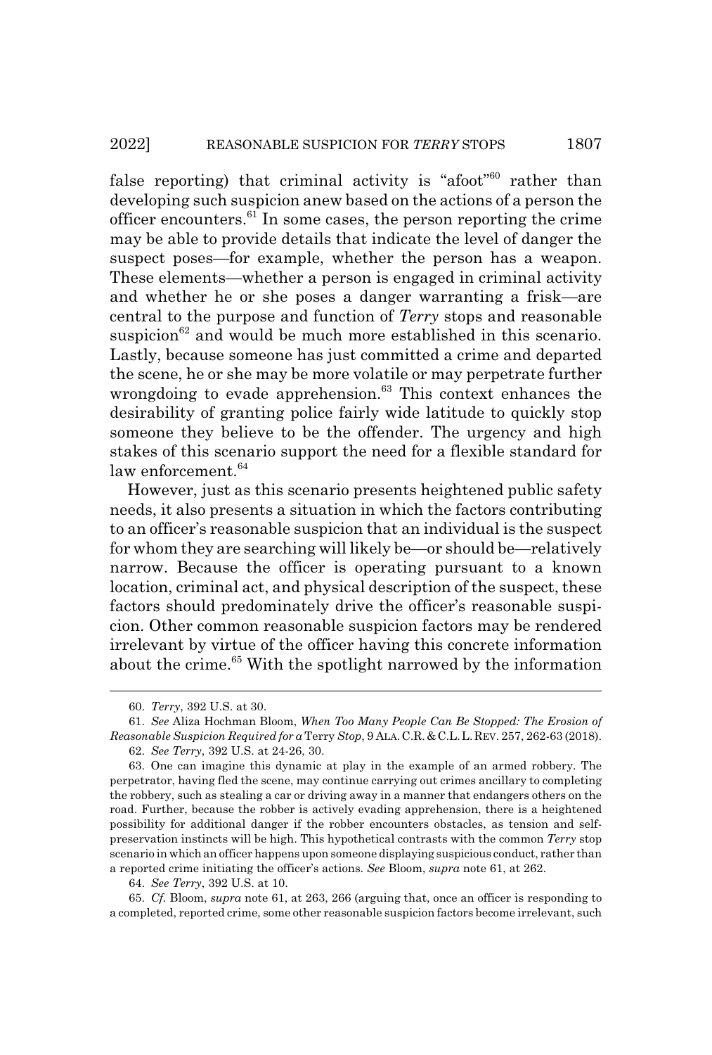false reporting) that criminal activity is "afoot"[60] rather than developing such suspicion anew based on the actions of a person the officer encounters.[61] In some cases, the person reporting the crime may be able to provide details that indicate the level of danger the suspect poses—for example, whether the person has a weapon. These elements—whether a person is engaged in criminal activity and whether he or she poses a danger warranting a frisk—are central to the purpose and function of *Terry* stops and reasonable suspicion[62] and would be much more established in this scenario. Lastly, because someone has just committed a crime and departed the scene, he or she may be more volatile or may perpetrate further wrongdoing to evade apprehension.[63] This context enhances the desirability of granting police fairly wide latitude to quickly stop someone they believe to be the offender. The urgency and high stakes of this scenario support the need for a flexible standard for law enforcement.[64]

However, just as this scenario presents heightened public safety needs, it also presents a situation in which the factors contributing to an officer's reasonable suspicion that an individual is the suspect for whom they are searching will likely be—or should be—relatively narrow. Because the officer is operating pursuant to a known location, criminal act, and physical description of the suspect, these factors should predominately drive the officer's reasonable suspicion. Other common reasonable suspicion factors may be rendered irrelevant by virtue of the officer having this concrete information about the crime.[65] With the spotlight narrowed by the information

---

60. *Terry*, 392 U.S. at 30.

61. *See* Aliza Hochman Bloom, *When Too Many People Can Be Stopped: The Erosion of Reasonable Suspicion Required for a* Terry *Stop*, 9 ALA. C.R. & C.L. L. REV. 257, 262-63 (2018).

62. *See Terry*, 392 U.S. at 24-26, 30.

63. One can imagine this dynamic at play in the example of an armed robbery. The perpetrator, having fled the scene, may continue carrying out crimes ancillary to completing the robbery, such as stealing a car or driving away in a manner that endangers others on the road. Further, because the robber is actively evading apprehension, there is a heightened possibility for additional danger if the robber encounters obstacles, as tension and self-preservation instincts will be high. This hypothetical contrasts with the common *Terry* stop scenario in which an officer happens upon someone displaying suspicious conduct, rather than a reported crime initiating the officer's actions. *See* Bloom, *supra* note 61, at 262.

64. *See Terry*, 392 U.S. at 10.

65. *Cf.* Bloom, *supra* note 61, at 263, 266 (arguing that, once an officer is responding to a completed, reported crime, some other reasonable suspicion factors become irrelevant, such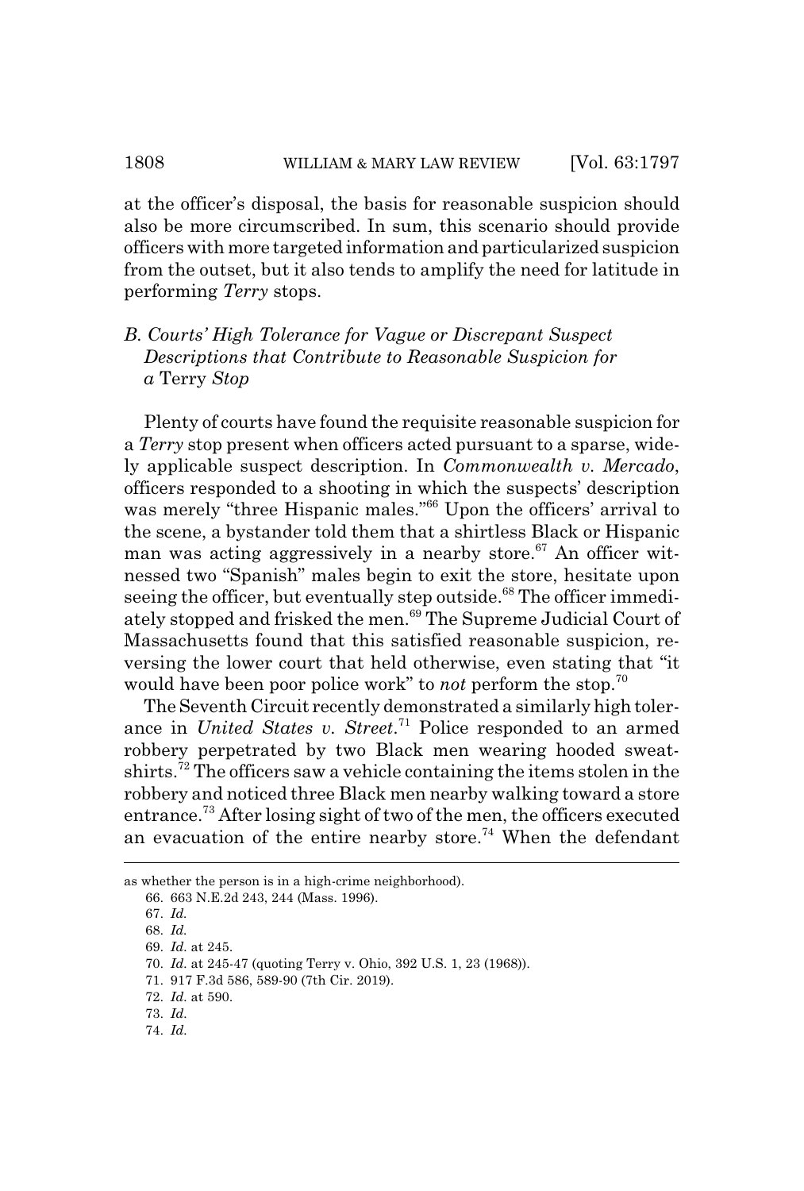at the officer's disposal, the basis for reasonable suspicion should also be more circumscribed. In sum, this scenario should provide officers with more targeted information and particularized suspicion from the outset, but it also tends to amplify the need for latitude in performing *Terry* stops.

### *B. Courts' High Tolerance for Vague or Discrepant Suspect Descriptions that Contribute to Reasonable Suspicion for a* Terry *Stop*

Plenty of courts have found the requisite reasonable suspicion for a *Terry* stop present when officers acted pursuant to a sparse, widely applicable suspect description. In *Commonwealth v. Mercado*, officers responded to a shooting in which the suspects' description was merely "three Hispanic males."[66] Upon the officers' arrival to the scene, a bystander told them that a shirtless Black or Hispanic man was acting aggressively in a nearby store.[67] An officer witnessed two "Spanish" males begin to exit the store, hesitate upon seeing the officer, but eventually step outside.[68] The officer immediately stopped and frisked the men.[69] The Supreme Judicial Court of Massachusetts found that this satisfied reasonable suspicion, reversing the lower court that held otherwise, even stating that "it would have been poor police work" to *not* perform the stop.[70]

The Seventh Circuit recently demonstrated a similarly high tolerance in *United States v. Street*.[71] Police responded to an armed robbery perpetrated by two Black men wearing hooded sweatshirts.[72] The officers saw a vehicle containing the items stolen in the robbery and noticed three Black men nearby walking toward a store entrance.[73] After losing sight of two of the men, the officers executed an evacuation of the entire nearby store.[74] When the defendant

---

as whether the person is in a high-crime neighborhood).

66. 663 N.E.2d 243, 244 (Mass. 1996).

67. *Id.*

68. *Id.*

69. *Id.* at 245.

70. *Id.* at 245-47 (quoting Terry v. Ohio, 392 U.S. 1, 23 (1968)).

71. 917 F.3d 586, 589-90 (7th Cir. 2019).

72. *Id.* at 590.

73. *Id.*

74. *Id.*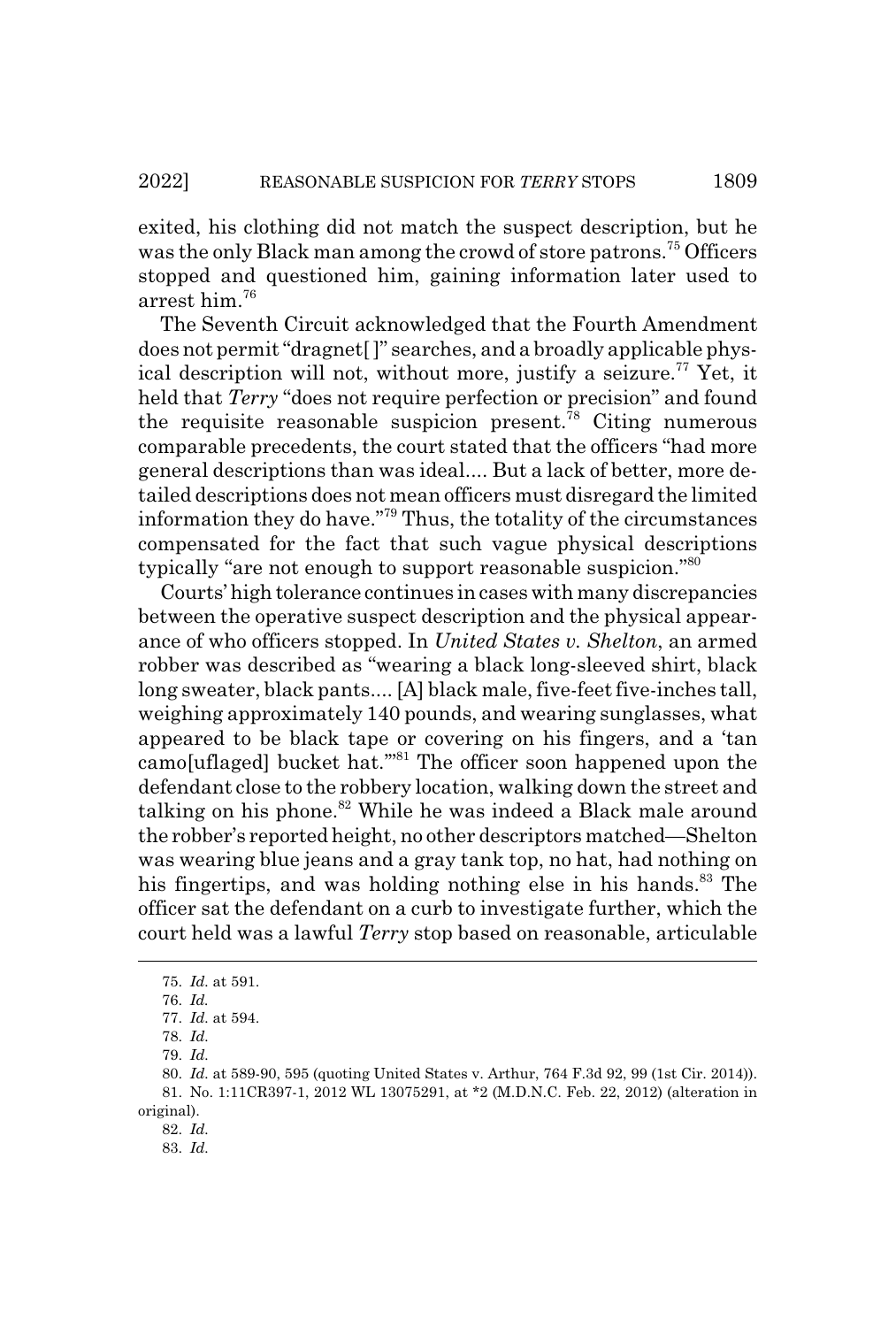exited, his clothing did not match the suspect description, but he was the only Black man among the crowd of store patrons.[75] Officers stopped and questioned him, gaining information later used to arrest him.[76]

The Seventh Circuit acknowledged that the Fourth Amendment does not permit "dragnet[ ]" searches, and a broadly applicable physical description will not, without more, justify a seizure.[77] Yet, it held that *Terry* "does not require perfection or precision" and found the requisite reasonable suspicion present.[78] Citing numerous comparable precedents, the court stated that the officers "had more general descriptions than was ideal.... But a lack of better, more detailed descriptions does not mean officers must disregard the limited information they do have."[79] Thus, the totality of the circumstances compensated for the fact that such vague physical descriptions typically "are not enough to support reasonable suspicion."[80]

Courts' high tolerance continues in cases with many discrepancies between the operative suspect description and the physical appearance of who officers stopped. In *United States v. Shelton*, an armed robber was described as "wearing a black long-sleeved shirt, black long sweater, black pants.... [A] black male, five-feet five-inches tall, weighing approximately 140 pounds, and wearing sunglasses, what appeared to be black tape or covering on his fingers, and a 'tan camo[uflaged] bucket hat.'"[81] The officer soon happened upon the defendant close to the robbery location, walking down the street and talking on his phone.[82] While he was indeed a Black male around the robber's reported height, no other descriptors matched—Shelton was wearing blue jeans and a gray tank top, no hat, had nothing on his fingertips, and was holding nothing else in his hands.[83] The officer sat the defendant on a curb to investigate further, which the court held was a lawful *Terry* stop based on reasonable, articulable

---

75. *Id.* at 591.

76. *Id.*

77. *Id.* at 594.

78. *Id.*

79. *Id.*

80. *Id.* at 589-90, 595 (quoting United States v. Arthur, 764 F.3d 92, 99 (1st Cir. 2014)).

81. No. 1:11CR397-1, 2012 WL 13075291, at *2 (M.D.N.C. Feb. 22, 2012) (alteration in original).

82. *Id.*

83. *Id.*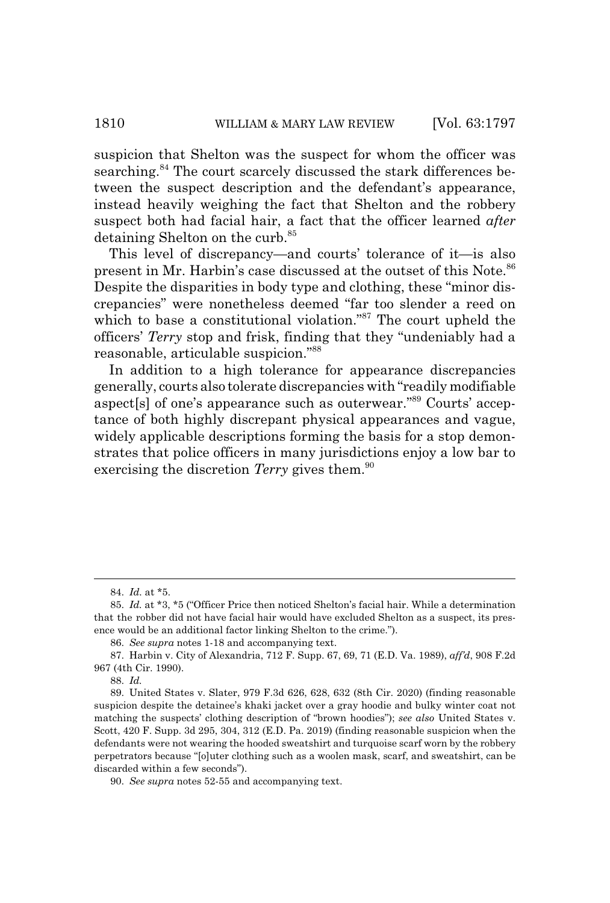suspicion that Shelton was the suspect for whom the officer was searching.[84] The court scarcely discussed the stark differences between the suspect description and the defendant's appearance, instead heavily weighing the fact that Shelton and the robbery suspect both had facial hair, a fact that the officer learned *after* detaining Shelton on the curb.[85]

This level of discrepancy—and courts' tolerance of it—is also present in Mr. Harbin's case discussed at the outset of this Note.[86] Despite the disparities in body type and clothing, these "minor discrepancies" were nonetheless deemed "far too slender a reed on which to base a constitutional violation."[87] The court upheld the officers' *Terry* stop and frisk, finding that they "undeniably had a reasonable, articulable suspicion."[88]

In addition to a high tolerance for appearance discrepancies generally, courts also tolerate discrepancies with "readily modifiable aspect[s] of one's appearance such as outerwear."[89] Courts' acceptance of both highly discrepant physical appearances and vague, widely applicable descriptions forming the basis for a stop demonstrates that police officers in many jurisdictions enjoy a low bar to exercising the discretion *Terry* gives them.[90]

---

84. *Id.* at *5.

85. *Id.* at *3, *5 ("Officer Price then noticed Shelton's facial hair. While a determination that the robber did not have facial hair would have excluded Shelton as a suspect, its presence would be an additional factor linking Shelton to the crime.").

86. *See supra* notes 1-18 and accompanying text.

87. Harbin v. City of Alexandria, 712 F. Supp. 67, 69, 71 (E.D. Va. 1989), *aff'd*, 908 F.2d 967 (4th Cir. 1990).

88. *Id.*

89. United States v. Slater, 979 F.3d 626, 628, 632 (8th Cir. 2020) (finding reasonable suspicion despite the detainee's khaki jacket over a gray hoodie and bulky winter coat not matching the suspects' clothing description of "brown hoodies"); *see also* United States v. Scott, 420 F. Supp. 3d 295, 304, 312 (E.D. Pa. 2019) (finding reasonable suspicion when the defendants were not wearing the hooded sweatshirt and turquoise scarf worn by the robbery perpetrators because "[o]uter clothing such as a woolen mask, scarf, and sweatshirt, can be discarded within a few seconds").

90. *See supra* notes 52-55 and accompanying text.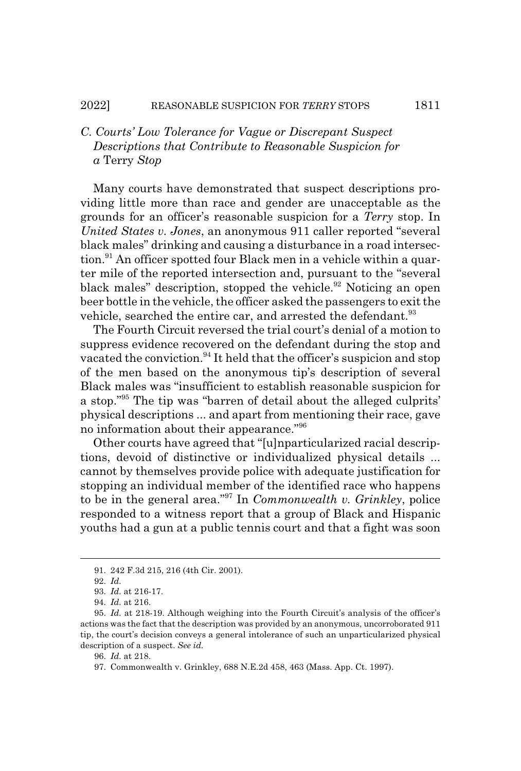### C. Courts' Low Tolerance for Vague or Discrepant Suspect Descriptions that Contribute to Reasonable Suspicion for a Terry Stop

Many courts have demonstrated that suspect descriptions providing little more than race and gender are unacceptable as the grounds for an officer's reasonable suspicion for a *Terry* stop. In *United States v. Jones*, an anonymous 911 caller reported "several black males" drinking and causing a disturbance in a road intersection.[91] An officer spotted four Black men in a vehicle within a quarter mile of the reported intersection and, pursuant to the "several black males" description, stopped the vehicle.[92] Noticing an open beer bottle in the vehicle, the officer asked the passengers to exit the vehicle, searched the entire car, and arrested the defendant.[93]

The Fourth Circuit reversed the trial court's denial of a motion to suppress evidence recovered on the defendant during the stop and vacated the conviction.[94] It held that the officer's suspicion and stop of the men based on the anonymous tip's description of several Black males was "insufficient to establish reasonable suspicion for a stop."[95] The tip was "barren of detail about the alleged culprits' physical descriptions ... and apart from mentioning their race, gave no information about their appearance."[96]

Other courts have agreed that "[u]nparticularized racial descriptions, devoid of distinctive or individualized physical details ... cannot by themselves provide police with adequate justification for stopping an individual member of the identified race who happens to be in the general area."[97] In *Commonwealth v. Grinkley*, police responded to a witness report that a group of Black and Hispanic youths had a gun at a public tennis court and that a fight was soon

---

91. 242 F.3d 215, 216 (4th Cir. 2001).

92. *Id.*

93. *Id.* at 216-17.

94. *Id.* at 216.

95. *Id.* at 218-19. Although weighing into the Fourth Circuit's analysis of the officer's actions was the fact that the description was provided by an anonymous, uncorroborated 911 tip, the court's decision conveys a general intolerance of such an unparticularized physical description of a suspect. *See id.*

96. *Id.* at 218.

97. Commonwealth v. Grinkley, 688 N.E.2d 458, 463 (Mass. App. Ct. 1997).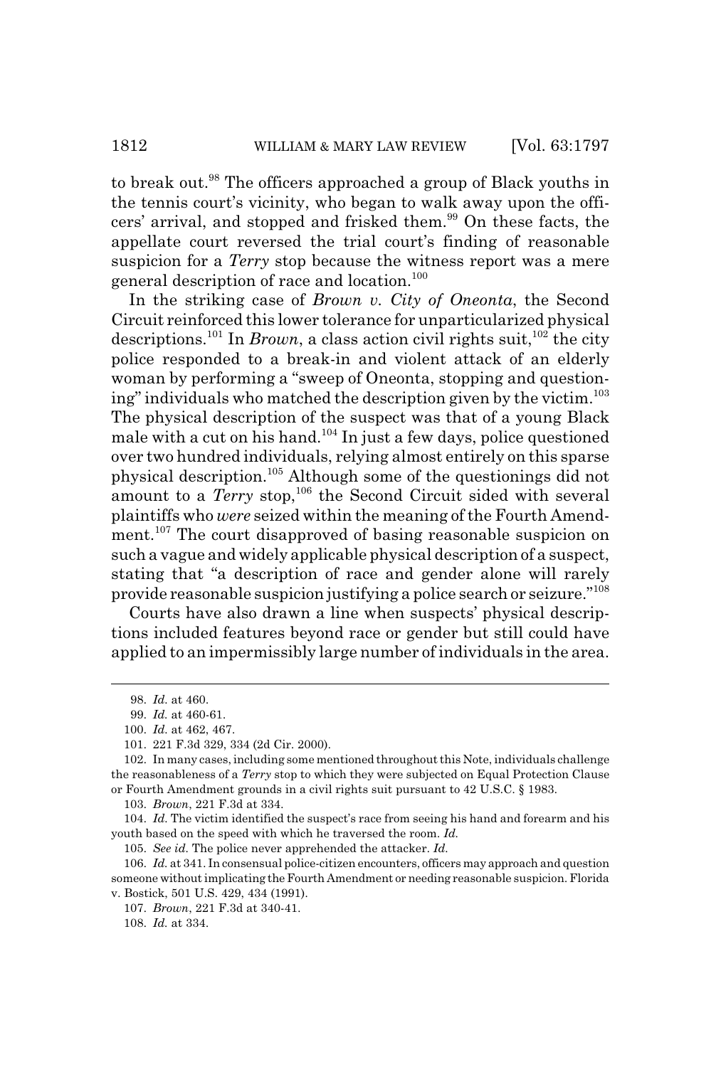to break out.[98] The officers approached a group of Black youths in the tennis court's vicinity, who began to walk away upon the officers' arrival, and stopped and frisked them.[99] On these facts, the appellate court reversed the trial court's finding of reasonable suspicion for a *Terry* stop because the witness report was a mere general description of race and location.[100]

In the striking case of *Brown v. City of Oneonta*, the Second Circuit reinforced this lower tolerance for unparticularized physical descriptions.[101] In *Brown*, a class action civil rights suit,[102] the city police responded to a break-in and violent attack of an elderly woman by performing a "sweep of Oneonta, stopping and questioning" individuals who matched the description given by the victim.[103] The physical description of the suspect was that of a young Black male with a cut on his hand.[104] In just a few days, police questioned over two hundred individuals, relying almost entirely on this sparse physical description.[105] Although some of the questionings did not amount to a *Terry* stop,[106] the Second Circuit sided with several plaintiffs who *were* seized within the meaning of the Fourth Amendment.[107] The court disapproved of basing reasonable suspicion on such a vague and widely applicable physical description of a suspect, stating that "a description of race and gender alone will rarely provide reasonable suspicion justifying a police search or seizure."[108]

Courts have also drawn a line when suspects' physical descriptions included features beyond race or gender but still could have applied to an impermissibly large number of individuals in the area.

---

98. *Id.* at 460.

99. *Id.* at 460-61.

100. *Id.* at 462, 467.

101. 221 F.3d 329, 334 (2d Cir. 2000).

102. In many cases, including some mentioned throughout this Note, individuals challenge the reasonableness of a *Terry* stop to which they were subjected on Equal Protection Clause or Fourth Amendment grounds in a civil rights suit pursuant to 42 U.S.C. § 1983.

103. *Brown*, 221 F.3d at 334.

104. *Id.* The victim identified the suspect's race from seeing his hand and forearm and his youth based on the speed with which he traversed the room. *Id.*

105. *See id.* The police never apprehended the attacker. *Id.*

106. *Id.* at 341. In consensual police-citizen encounters, officers may approach and question someone without implicating the Fourth Amendment or needing reasonable suspicion. Florida v. Bostick, 501 U.S. 429, 434 (1991).

107. *Brown*, 221 F.3d at 340-41.

108. *Id.* at 334.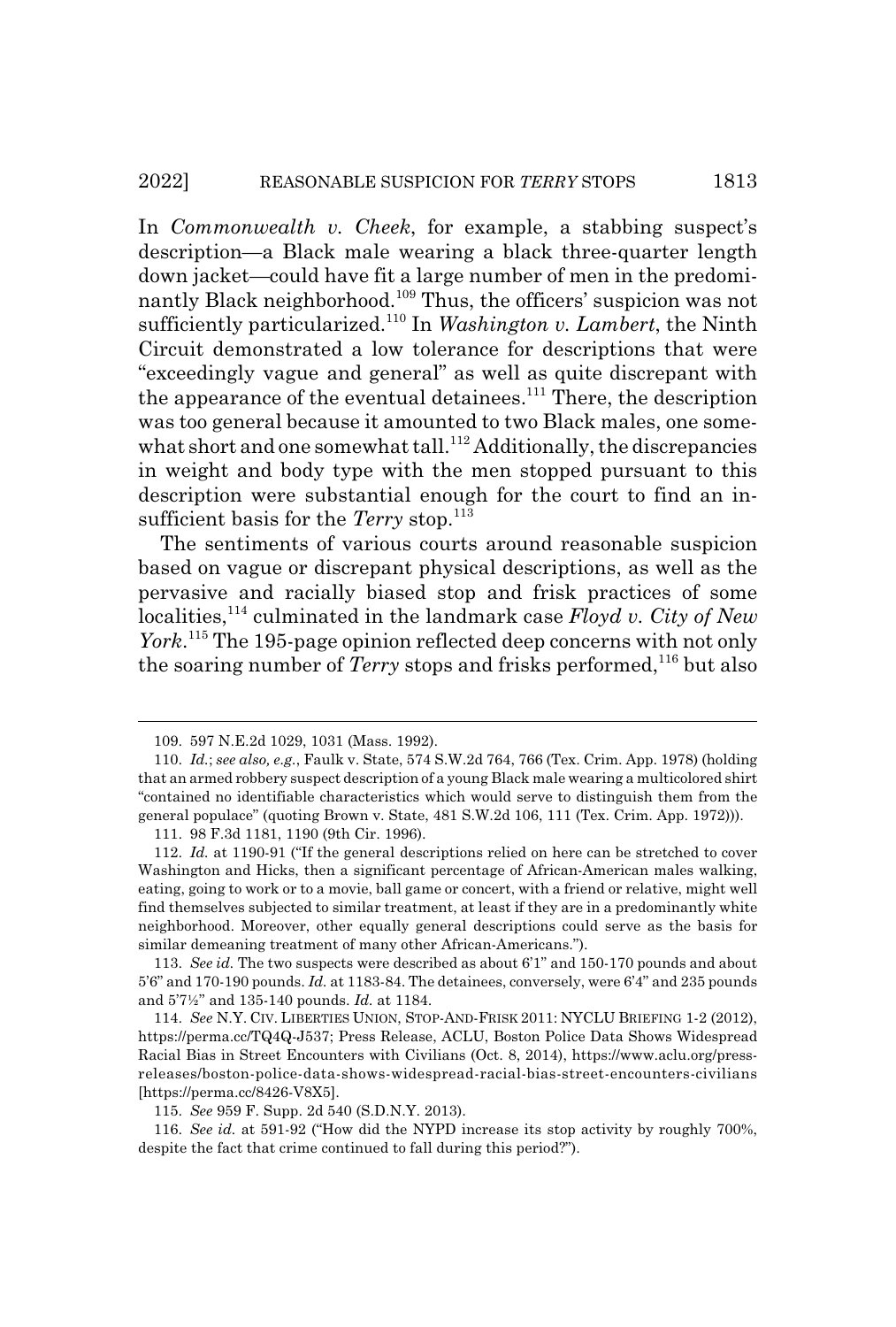In *Commonwealth v. Cheek*, for example, a stabbing suspect's description—a Black male wearing a black three-quarter length down jacket—could have fit a large number of men in the predominantly Black neighborhood.[109] Thus, the officers' suspicion was not sufficiently particularized.[110] In *Washington v. Lambert*, the Ninth Circuit demonstrated a low tolerance for descriptions that were "exceedingly vague and general" as well as quite discrepant with the appearance of the eventual detainees.[111] There, the description was too general because it amounted to two Black males, one somewhat short and one somewhat tall.[112] Additionally, the discrepancies in weight and body type with the men stopped pursuant to this description were substantial enough for the court to find an insufficient basis for the *Terry* stop.[113]

The sentiments of various courts around reasonable suspicion based on vague or discrepant physical descriptions, as well as the pervasive and racially biased stop and frisk practices of some localities,[114] culminated in the landmark case *Floyd v. City of New York*.[115] The 195-page opinion reflected deep concerns with not only the soaring number of *Terry* stops and frisks performed,[116] but also

---

109. 597 N.E.2d 1029, 1031 (Mass. 1992).

110. *Id.*; *see also, e.g.*, Faulk v. State, 574 S.W.2d 764, 766 (Tex. Crim. App. 1978) (holding that an armed robbery suspect description of a young Black male wearing a multicolored shirt "contained no identifiable characteristics which would serve to distinguish them from the general populace" (quoting Brown v. State, 481 S.W.2d 106, 111 (Tex. Crim. App. 1972))).

111. 98 F.3d 1181, 1190 (9th Cir. 1996).

112. *Id.* at 1190-91 ("If the general descriptions relied on here can be stretched to cover Washington and Hicks, then a significant percentage of African-American males walking, eating, going to work or to a movie, ball game or concert, with a friend or relative, might well find themselves subjected to similar treatment, at least if they are in a predominantly white neighborhood. Moreover, other equally general descriptions could serve as the basis for similar demeaning treatment of many other African-Americans.").

113. *See id.* The two suspects were described as about 6'1" and 150-170 pounds and about 5'6" and 170-190 pounds. *Id.* at 1183-84. The detainees, conversely, were 6'4" and 235 pounds and 5'7½" and 135-140 pounds. *Id.* at 1184.

114. *See* N.Y. CIV. LIBERTIES UNION, STOP-AND-FRISK 2011: NYCLU BRIEFING 1-2 (2012), https://perma.cc/TQ4Q-J537; Press Release, ACLU, Boston Police Data Shows Widespread Racial Bias in Street Encounters with Civilians (Oct. 8, 2014), https://www.aclu.org/press-releases/boston-police-data-shows-widespread-racial-bias-street-encounters-civilians [https://perma.cc/8426-V8X5].

115. *See* 959 F. Supp. 2d 540 (S.D.N.Y. 2013).

116. *See id.* at 591-92 ("How did the NYPD increase its stop activity by roughly 700%, despite the fact that crime continued to fall during this period?").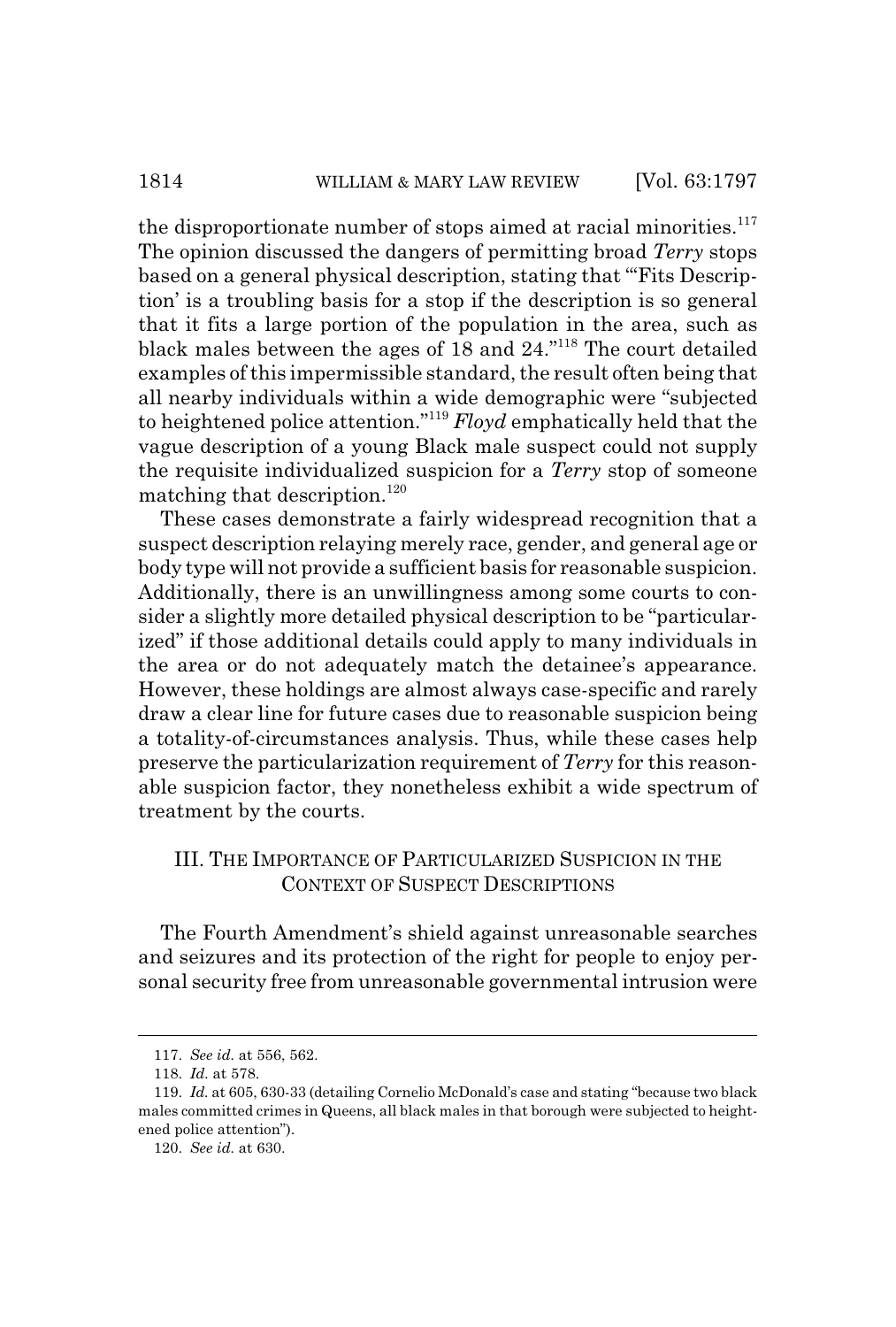the disproportionate number of stops aimed at racial minorities.[117] The opinion discussed the dangers of permitting broad *Terry* stops based on a general physical description, stating that "'Fits Description' is a troubling basis for a stop if the description is so general that it fits a large portion of the population in the area, such as black males between the ages of 18 and 24."[118] The court detailed examples of this impermissible standard, the result often being that all nearby individuals within a wide demographic were "subjected to heightened police attention."[119] *Floyd* emphatically held that the vague description of a young Black male suspect could not supply the requisite individualized suspicion for a *Terry* stop of someone matching that description.[120]

These cases demonstrate a fairly widespread recognition that a suspect description relaying merely race, gender, and general age or body type will not provide a sufficient basis for reasonable suspicion. Additionally, there is an unwillingness among some courts to consider a slightly more detailed physical description to be "particularized" if those additional details could apply to many individuals in the area or do not adequately match the detainee's appearance. However, these holdings are almost always case-specific and rarely draw a clear line for future cases due to reasonable suspicion being a totality-of-circumstances analysis. Thus, while these cases help preserve the particularization requirement of *Terry* for this reasonable suspicion factor, they nonetheless exhibit a wide spectrum of treatment by the courts.

## III. The Importance of Particularized Suspicion in the Context of Suspect Descriptions

The Fourth Amendment's shield against unreasonable searches and seizures and its protection of the right for people to enjoy personal security free from unreasonable governmental intrusion were

---

117. *See id.* at 556, 562.

118. *Id.* at 578.

119. *Id.* at 605, 630-33 (detailing Cornelio McDonald's case and stating "because two black males committed crimes in Queens, all black males in that borough were subjected to heightened police attention").

120. *See id.* at 630.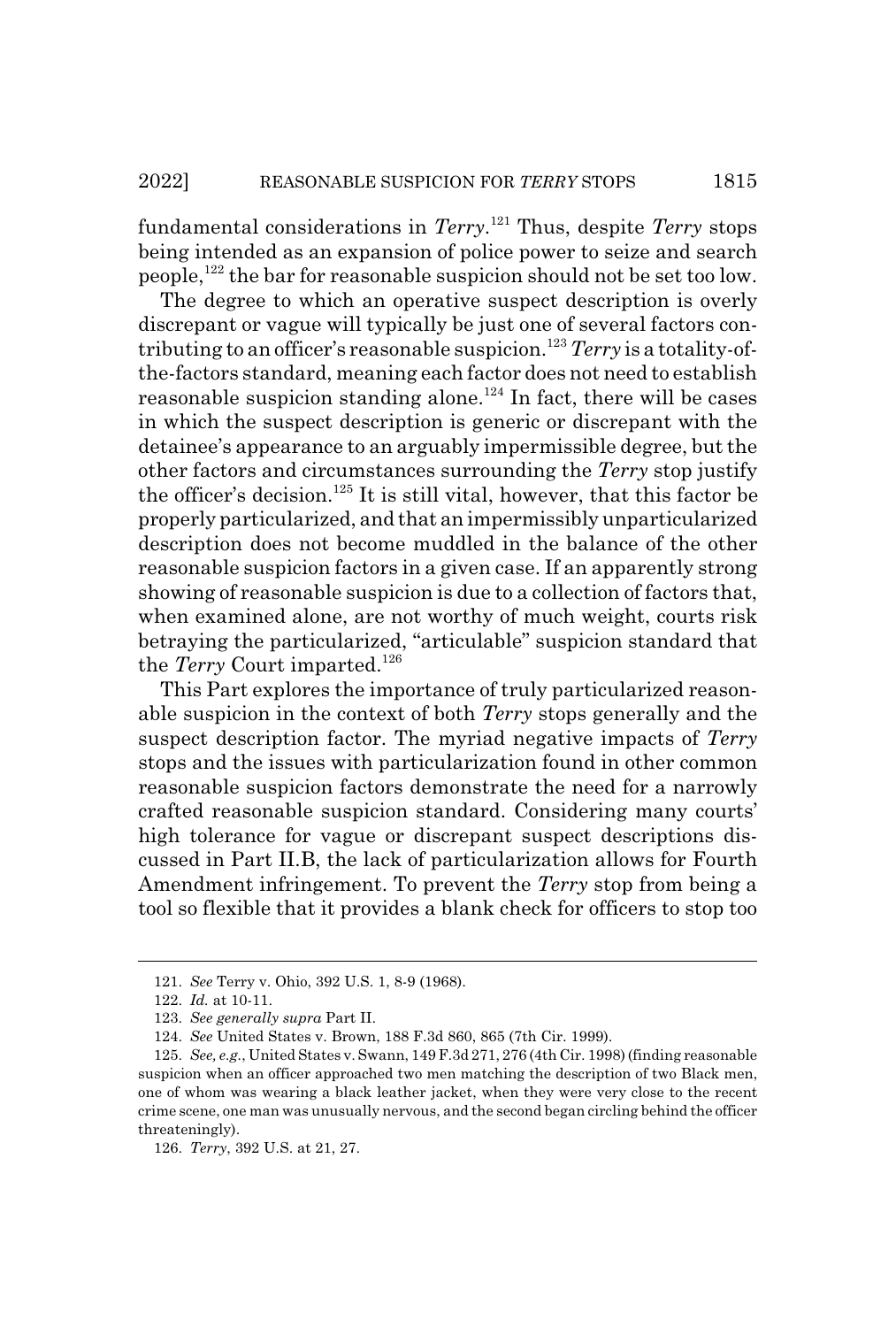fundamental considerations in *Terry*.[121] Thus, despite *Terry* stops being intended as an expansion of police power to seize and search people,[122] the bar for reasonable suspicion should not be set too low.

The degree to which an operative suspect description is overly discrepant or vague will typically be just one of several factors contributing to an officer's reasonable suspicion.[123] *Terry* is a totality-of-the-factors standard, meaning each factor does not need to establish reasonable suspicion standing alone.[124] In fact, there will be cases in which the suspect description is generic or discrepant with the detainee's appearance to an arguably impermissible degree, but the other factors and circumstances surrounding the *Terry* stop justify the officer's decision.[125] It is still vital, however, that this factor be properly particularized, and that an impermissibly unparticularized description does not become muddled in the balance of the other reasonable suspicion factors in a given case. If an apparently strong showing of reasonable suspicion is due to a collection of factors that, when examined alone, are not worthy of much weight, courts risk betraying the particularized, "articulable" suspicion standard that the *Terry* Court imparted.[126]

This Part explores the importance of truly particularized reasonable suspicion in the context of both *Terry* stops generally and the suspect description factor. The myriad negative impacts of *Terry* stops and the issues with particularization found in other common reasonable suspicion factors demonstrate the need for a narrowly crafted reasonable suspicion standard. Considering many courts' high tolerance for vague or discrepant suspect descriptions discussed in Part II.B, the lack of particularization allows for Fourth Amendment infringement. To prevent the *Terry* stop from being a tool so flexible that it provides a blank check for officers to stop too

121. *See* Terry v. Ohio, 392 U.S. 1, 8-9 (1968).

122. *Id.* at 10-11.

123. *See generally supra* Part II.

124. *See* United States v. Brown, 188 F.3d 860, 865 (7th Cir. 1999).

125. *See, e.g.*, United States v. Swann, 149 F.3d 271, 276 (4th Cir. 1998) (finding reasonable suspicion when an officer approached two men matching the description of two Black men, one of whom was wearing a black leather jacket, when they were very close to the recent crime scene, one man was unusually nervous, and the second began circling behind the officer threateningly).

126. *Terry*, 392 U.S. at 21, 27.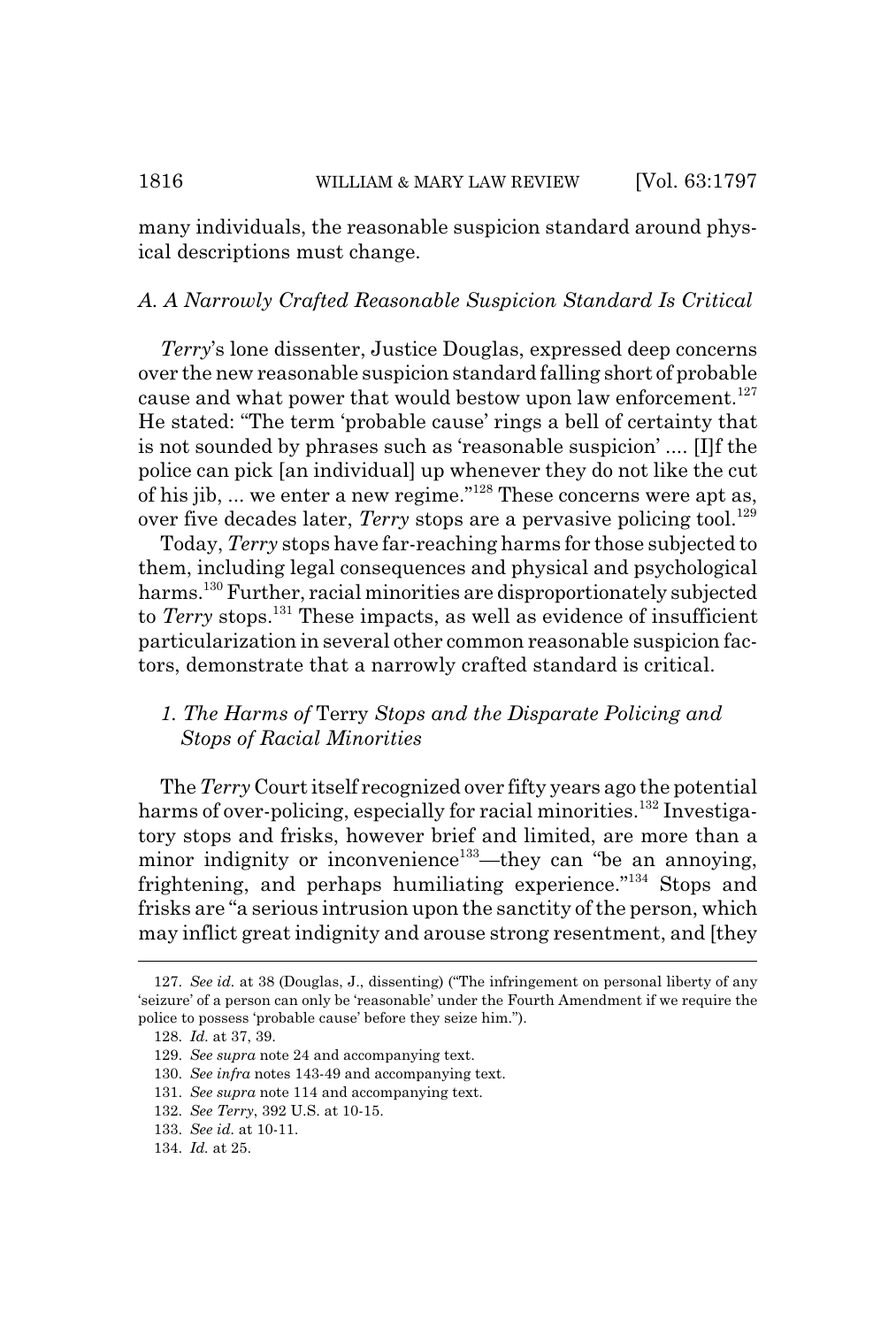many individuals, the reasonable suspicion standard around physical descriptions must change.

### *A. A Narrowly Crafted Reasonable Suspicion Standard Is Critical*

*Terry*'s lone dissenter, Justice Douglas, expressed deep concerns over the new reasonable suspicion standard falling short of probable cause and what power that would bestow upon law enforcement.[127] He stated: "The term 'probable cause' rings a bell of certainty that is not sounded by phrases such as 'reasonable suspicion' .... [I]f the police can pick [an individual] up whenever they do not like the cut of his jib, ... we enter a new regime."[128] These concerns were apt as, over five decades later, *Terry* stops are a pervasive policing tool.[129]

Today, *Terry* stops have far-reaching harms for those subjected to them, including legal consequences and physical and psychological harms.[130] Further, racial minorities are disproportionately subjected to *Terry* stops.[131] These impacts, as well as evidence of insufficient particularization in several other common reasonable suspicion factors, demonstrate that a narrowly crafted standard is critical.

#### *1. The Harms of* Terry *Stops and the Disparate Policing and Stops of Racial Minorities*

The *Terry* Court itself recognized over fifty years ago the potential harms of over-policing, especially for racial minorities.[132] Investigatory stops and frisks, however brief and limited, are more than a minor indignity or inconvenience[133]—they can "be an annoying, frightening, and perhaps humiliating experience."[134] Stops and frisks are "a serious intrusion upon the sanctity of the person, which may inflict great indignity and arouse strong resentment, and [they

---

127. *See id.* at 38 (Douglas, J., dissenting) ("The infringement on personal liberty of any 'seizure' of a person can only be 'reasonable' under the Fourth Amendment if we require the police to possess 'probable cause' before they seize him.").

128. *Id.* at 37, 39.

129. *See supra* note 24 and accompanying text.

130. *See infra* notes 143-49 and accompanying text.

131. *See supra* note 114 and accompanying text.

132. *See Terry*, 392 U.S. at 10-15.

133. *See id.* at 10-11.

134. *Id.* at 25.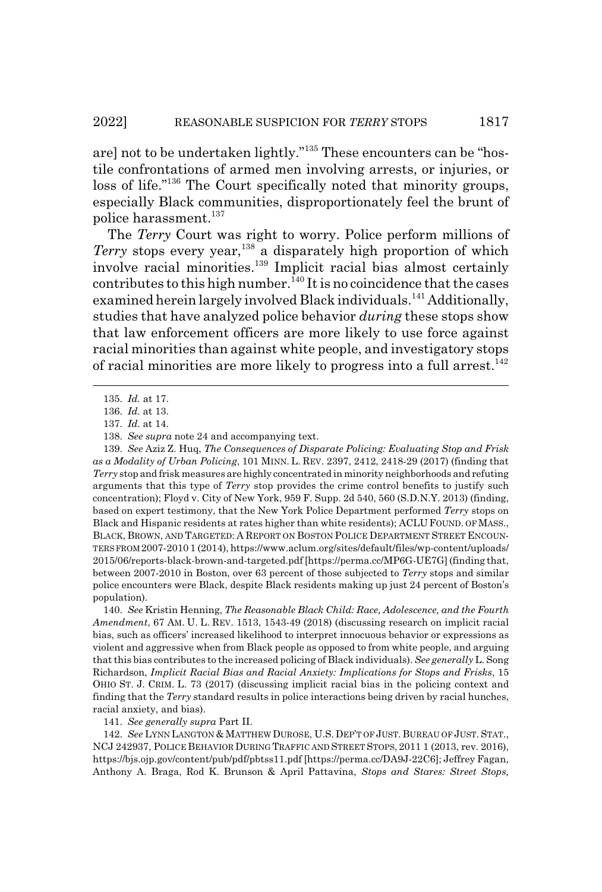are] not to be undertaken lightly."[135] These encounters can be "hostile confrontations of armed men involving arrests, or injuries, or loss of life."[136] The Court specifically noted that minority groups, especially Black communities, disproportionately feel the brunt of police harassment.[137]

The *Terry* Court was right to worry. Police perform millions of *Terry* stops every year,[138] a disparately high proportion of which involve racial minorities.[139] Implicit racial bias almost certainly contributes to this high number.[140] It is no coincidence that the cases examined herein largely involved Black individuals.[141] Additionally, studies that have analyzed police behavior *during* these stops show that law enforcement officers are more likely to use force against racial minorities than against white people, and investigatory stops of racial minorities are more likely to progress into a full arrest.[142]

---

135. *Id.* at 17.

136. *Id.* at 13.

137. *Id.* at 14.

138. *See supra* note 24 and accompanying text.

139. *See* Aziz Z. Huq, *The Consequences of Disparate Policing: Evaluating Stop and Frisk as a Modality of Urban Policing*, 101 MINN. L. REV. 2397, 2412, 2418-29 (2017) (finding that *Terry* stop and frisk measures are highly concentrated in minority neighborhoods and refuting arguments that this type of *Terry* stop provides the crime control benefits to justify such concentration); Floyd v. City of New York, 959 F. Supp. 2d 540, 560 (S.D.N.Y. 2013) (finding, based on expert testimony, that the New York Police Department performed *Terry* stops on Black and Hispanic residents at rates higher than white residents); ACLU FOUND. OF MASS., BLACK, BROWN, AND TARGETED: A REPORT ON BOSTON POLICE DEPARTMENT STREET ENCOUNTERS FROM 2007-2010 1 (2014), https://www.aclum.org/sites/default/files/wp-content/uploads/2015/06/reports-black-brown-and-targeted.pdf [https://perma.cc/MP6G-UE7G] (finding that, between 2007-2010 in Boston, over 63 percent of those subjected to *Terry* stops and similar police encounters were Black, despite Black residents making up just 24 percent of Boston's population).

140. *See* Kristin Henning, *The Reasonable Black Child: Race, Adolescence, and the Fourth Amendment*, 67 AM. U. L. REV. 1513, 1543-49 (2018) (discussing research on implicit racial bias, such as officers' increased likelihood to interpret innocuous behavior or expressions as violent and aggressive when from Black people as opposed to from white people, and arguing that this bias contributes to the increased policing of Black individuals). *See generally* L. Song Richardson, *Implicit Racial Bias and Racial Anxiety: Implications for Stops and Frisks*, 15 OHIO ST. J. CRIM. L. 73 (2017) (discussing implicit racial bias in the policing context and finding that the *Terry* standard results in police interactions being driven by racial hunches, racial anxiety, and bias).

141. *See generally supra* Part II.

142. *See* LYNN LANGTON & MATTHEW DUROSE, U.S. DEP'T OF JUST. BUREAU OF JUST. STAT., NCJ 242937, POLICE BEHAVIOR DURING TRAFFIC AND STREET STOPS, 2011 1 (2013, rev. 2016), https://bjs.ojp.gov/content/pub/pdf/pbtss11.pdf [https://perma.cc/DA9J-22C6]; Jeffrey Fagan, Anthony A. Braga, Rod K. Brunson & April Pattavina, *Stops and Stares: Street Stops,*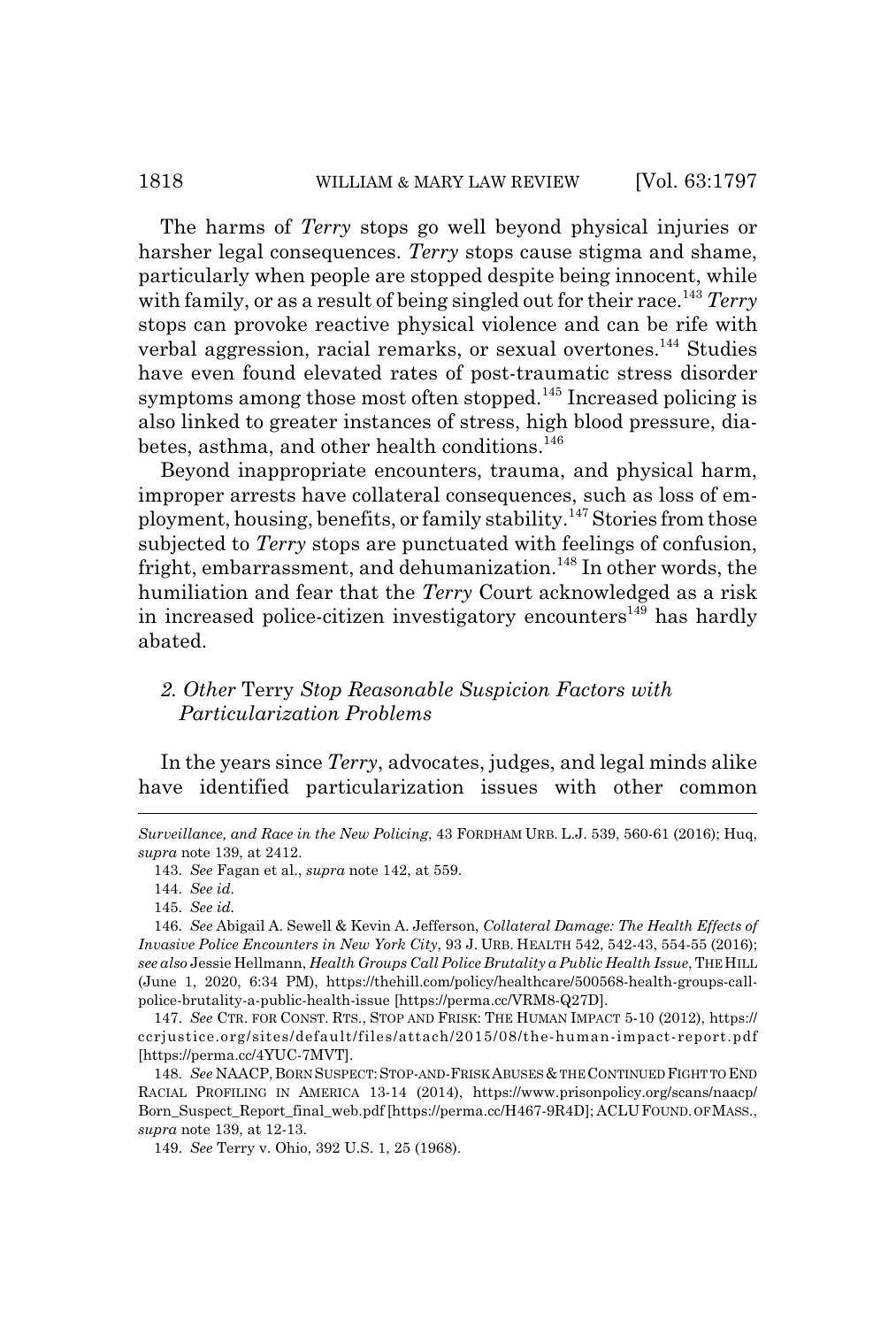The harms of *Terry* stops go well beyond physical injuries or harsher legal consequences. *Terry* stops cause stigma and shame, particularly when people are stopped despite being innocent, while with family, or as a result of being singled out for their race.[143] *Terry* stops can provoke reactive physical violence and can be rife with verbal aggression, racial remarks, or sexual overtones.[144] Studies have even found elevated rates of post-traumatic stress disorder symptoms among those most often stopped.[145] Increased policing is also linked to greater instances of stress, high blood pressure, diabetes, asthma, and other health conditions.[146]

Beyond inappropriate encounters, trauma, and physical harm, improper arrests have collateral consequences, such as loss of employment, housing, benefits, or family stability.[147] Stories from those subjected to *Terry* stops are punctuated with feelings of confusion, fright, embarrassment, and dehumanization.[148] In other words, the humiliation and fear that the *Terry* Court acknowledged as a risk in increased police-citizen investigatory encounters[149] has hardly abated.

### 2. *Other* Terry *Stop Reasonable Suspicion Factors with Particularization Problems*

In the years since *Terry*, advocates, judges, and legal minds alike have identified particularization issues with other common

---

*Surveillance, and Race in the New Policing*, 43 FORDHAM URB. L.J. 539, 560-61 (2016); Huq, *supra* note 139, at 2412.

143. *See* Fagan et al., *supra* note 142, at 559.

144. *See id.*

145. *See id.*

146. *See* Abigail A. Sewell & Kevin A. Jefferson, *Collateral Damage: The Health Effects of Invasive Police Encounters in New York City*, 93 J. URB. HEALTH 542, 542-43, 554-55 (2016); *see also* Jessie Hellmann, *Health Groups Call Police Brutality a Public Health Issue*, THE HILL (June 1, 2020, 6:34 PM), https://thehill.com/policy/healthcare/500568-health-groups-call-police-brutality-a-public-health-issue [https://perma.cc/VRM8-Q27D].

147. *See* CTR. FOR CONST. RTS., STOP AND FRISK: THE HUMAN IMPACT 5-10 (2012), https://ccrjustice.org/sites/default/files/attach/2015/08/the-human-impact-report.pdf [https://perma.cc/4YUC-7MVT].

148. *See* NAACP, BORN SUSPECT: STOP-AND-FRISK ABUSES & THE CONTINUED FIGHT TO END RACIAL PROFILING IN AMERICA 13-14 (2014), https://www.prisonpolicy.org/scans/naacp/Born_Suspect_Report_final_web.pdf [https://perma.cc/H467-9R4D]; ACLU FOUND. OF MASS., *supra* note 139, at 12-13.

149. *See* Terry v. Ohio, 392 U.S. 1, 25 (1968).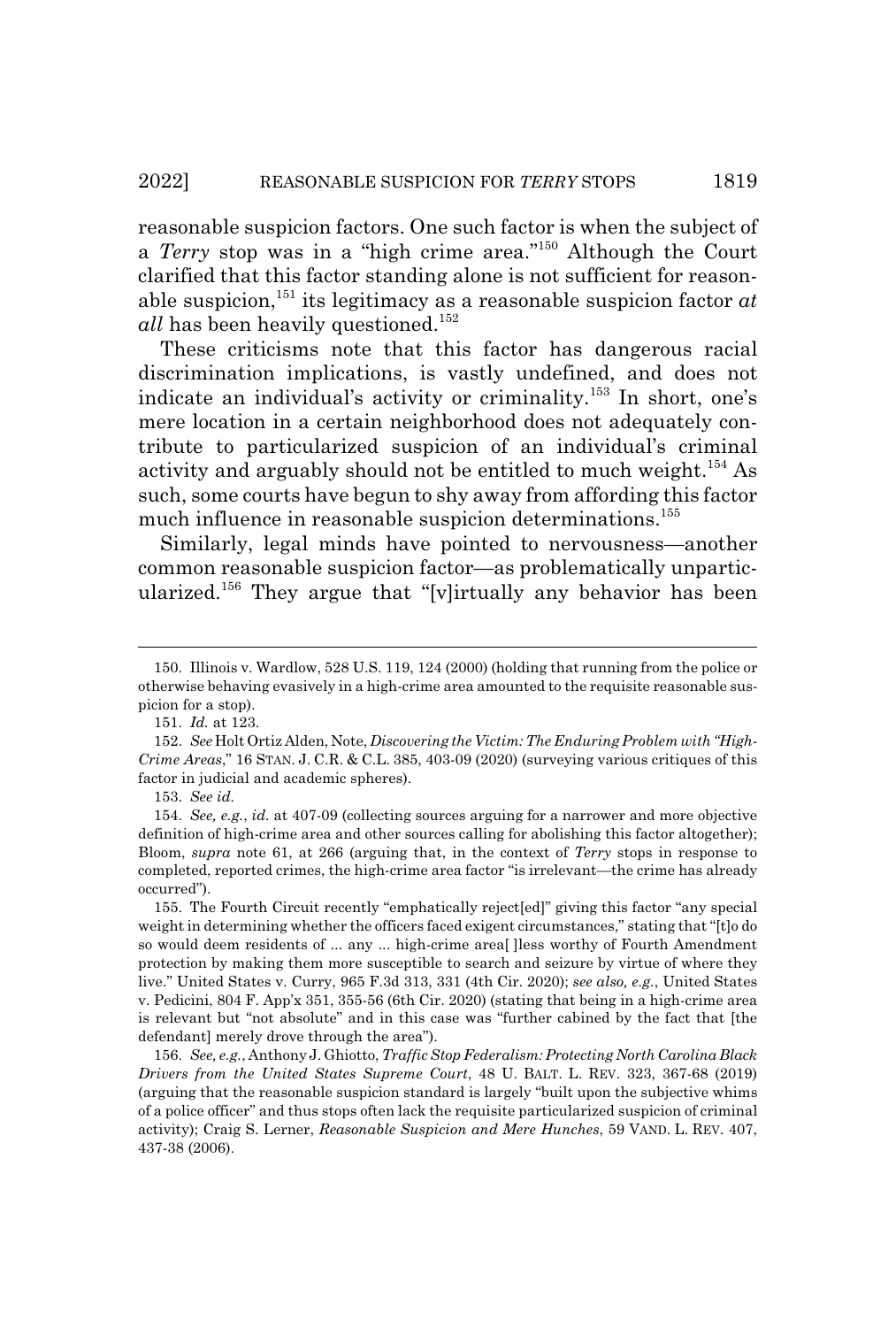reasonable suspicion factors. One such factor is when the subject of a *Terry* stop was in a "high crime area."[150] Although the Court clarified that this factor standing alone is not sufficient for reasonable suspicion,[151] its legitimacy as a reasonable suspicion factor *at all* has been heavily questioned.[152]

These criticisms note that this factor has dangerous racial discrimination implications, is vastly undefined, and does not indicate an individual's activity or criminality.[153] In short, one's mere location in a certain neighborhood does not adequately contribute to particularized suspicion of an individual's criminal activity and arguably should not be entitled to much weight.[154] As such, some courts have begun to shy away from affording this factor much influence in reasonable suspicion determinations.[155]

Similarly, legal minds have pointed to nervousness—another common reasonable suspicion factor—as problematically unparticularized.[156] They argue that "[v]irtually any behavior has been

---

150. Illinois v. Wardlow, 528 U.S. 119, 124 (2000) (holding that running from the police or otherwise behaving evasively in a high-crime area amounted to the requisite reasonable suspicion for a stop).

151. *Id.* at 123.

152. *See* Holt Ortiz Alden, Note, *Discovering the Victim: The Enduring Problem with "High-Crime Areas*,*"* 16 STAN. J. C.R. & C.L. 385, 403-09 (2020) (surveying various critiques of this factor in judicial and academic spheres).

153. *See id.*

154. *See, e.g.*, *id.* at 407-09 (collecting sources arguing for a narrower and more objective definition of high-crime area and other sources calling for abolishing this factor altogether); Bloom, *supra* note 61, at 266 (arguing that, in the context of *Terry* stops in response to completed, reported crimes, the high-crime area factor "is irrelevant—the crime has already occurred").

155. The Fourth Circuit recently "emphatically reject[ed]" giving this factor "any special weight in determining whether the officers faced exigent circumstances," stating that "[t]o do so would deem residents of ... any ... high-crime area[ ]less worthy of Fourth Amendment protection by making them more susceptible to search and seizure by virtue of where they live." United States v. Curry, 965 F.3d 313, 331 (4th Cir. 2020); *see also, e.g.*, United States v. Pedicini, 804 F. App'x 351, 355-56 (6th Cir. 2020) (stating that being in a high-crime area is relevant but "not absolute" and in this case was "further cabined by the fact that [the defendant] merely drove through the area").

156. *See, e.g.*, Anthony J. Ghiotto, *Traffic Stop Federalism: Protecting North Carolina Black Drivers from the United States Supreme Court*, 48 U. BALT. L. REV. 323, 367-68 (2019) (arguing that the reasonable suspicion standard is largely "built upon the subjective whims of a police officer" and thus stops often lack the requisite particularized suspicion of criminal activity); Craig S. Lerner, *Reasonable Suspicion and Mere Hunches*, 59 VAND. L. REV. 407, 437-38 (2006).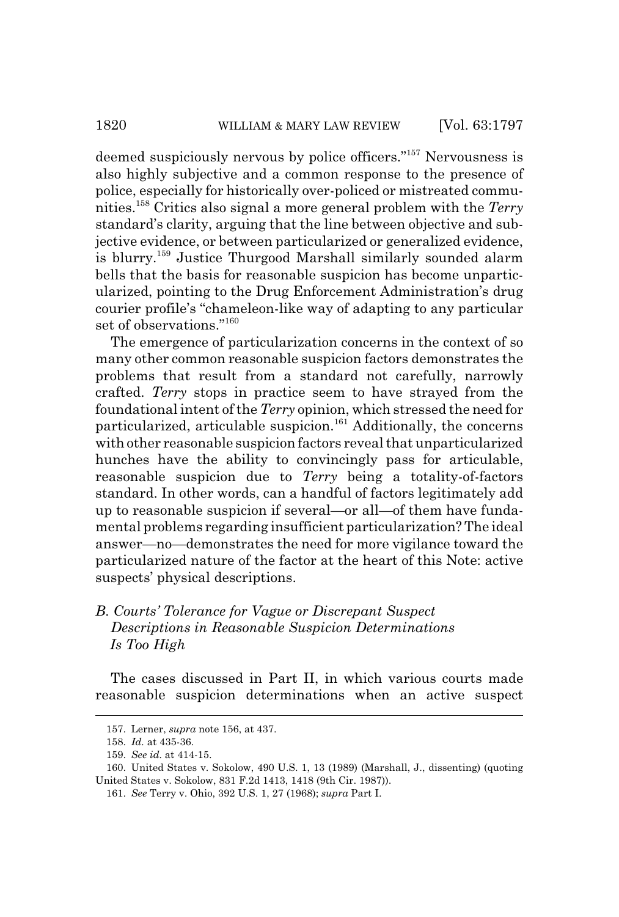deemed suspiciously nervous by police officers."[157] Nervousness is also highly subjective and a common response to the presence of police, especially for historically over-policed or mistreated communities.[158] Critics also signal a more general problem with the *Terry* standard's clarity, arguing that the line between objective and subjective evidence, or between particularized or generalized evidence, is blurry.[159] Justice Thurgood Marshall similarly sounded alarm bells that the basis for reasonable suspicion has become unparticularized, pointing to the Drug Enforcement Administration's drug courier profile's "chameleon-like way of adapting to any particular set of observations."[160]

The emergence of particularization concerns in the context of so many other common reasonable suspicion factors demonstrates the problems that result from a standard not carefully, narrowly crafted. *Terry* stops in practice seem to have strayed from the foundational intent of the *Terry* opinion, which stressed the need for particularized, articulable suspicion.[161] Additionally, the concerns with other reasonable suspicion factors reveal that unparticularized hunches have the ability to convincingly pass for articulable, reasonable suspicion due to *Terry* being a totality-of-factors standard. In other words, can a handful of factors legitimately add up to reasonable suspicion if several—or all—of them have fundamental problems regarding insufficient particularization? The ideal answer—no—demonstrates the need for more vigilance toward the particularized nature of the factor at the heart of this Note: active suspects' physical descriptions.

### *B. Courts' Tolerance for Vague or Discrepant Suspect Descriptions in Reasonable Suspicion Determinations Is Too High*

The cases discussed in Part II, in which various courts made reasonable suspicion determinations when an active suspect

---

157. Lerner, *supra* note 156, at 437.

158. *Id.* at 435-36.

159. *See id.* at 414-15.

160. United States v. Sokolow, 490 U.S. 1, 13 (1989) (Marshall, J., dissenting) (quoting United States v. Sokolow, 831 F.2d 1413, 1418 (9th Cir. 1987)).

161. *See* Terry v. Ohio, 392 U.S. 1, 27 (1968); *supra* Part I.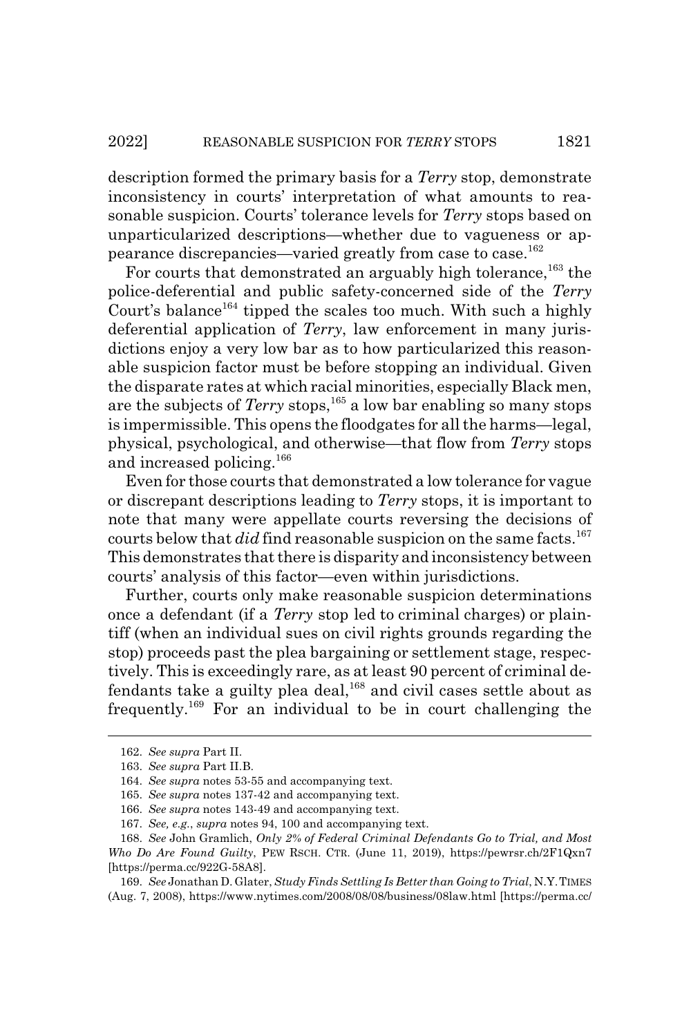description formed the primary basis for a *Terry* stop, demonstrate inconsistency in courts' interpretation of what amounts to reasonable suspicion. Courts' tolerance levels for *Terry* stops based on unparticularized descriptions—whether due to vagueness or appearance discrepancies—varied greatly from case to case.[162]

For courts that demonstrated an arguably high tolerance,[163] the police-deferential and public safety-concerned side of the *Terry* Court's balance[164] tipped the scales too much. With such a highly deferential application of *Terry*, law enforcement in many jurisdictions enjoy a very low bar as to how particularized this reasonable suspicion factor must be before stopping an individual. Given the disparate rates at which racial minorities, especially Black men, are the subjects of *Terry* stops,[165] a low bar enabling so many stops is impermissible. This opens the floodgates for all the harms—legal, physical, psychological, and otherwise—that flow from *Terry* stops and increased policing.[166]

Even for those courts that demonstrated a low tolerance for vague or discrepant descriptions leading to *Terry* stops, it is important to note that many were appellate courts reversing the decisions of courts below that *did* find reasonable suspicion on the same facts.[167] This demonstrates that there is disparity and inconsistency between courts' analysis of this factor—even within jurisdictions.

Further, courts only make reasonable suspicion determinations once a defendant (if a *Terry* stop led to criminal charges) or plaintiff (when an individual sues on civil rights grounds regarding the stop) proceeds past the plea bargaining or settlement stage, respectively. This is exceedingly rare, as at least 90 percent of criminal defendants take a guilty plea deal,[168] and civil cases settle about as frequently.[169] For an individual to be in court challenging the

---

162. *See supra* Part II.

163. *See supra* Part II.B.

164. *See supra* notes 53-55 and accompanying text.

165. *See supra* notes 137-42 and accompanying text.

166. *See supra* notes 143-49 and accompanying text.

167. *See, e.g.*, *supra* notes 94, 100 and accompanying text.

168. *See* John Gramlich, *Only 2% of Federal Criminal Defendants Go to Trial, and Most Who Do Are Found Guilty*, PEW RSCH. CTR. (June 11, 2019), https://pewrsr.ch/2F1Qxn7 [https://perma.cc/922G-58A8].

169. *See* Jonathan D. Glater, *Study Finds Settling Is Better than Going to Trial*, N.Y. TIMES (Aug. 7, 2008), https://www.nytimes.com/2008/08/08/business/08law.html [https://perma.cc/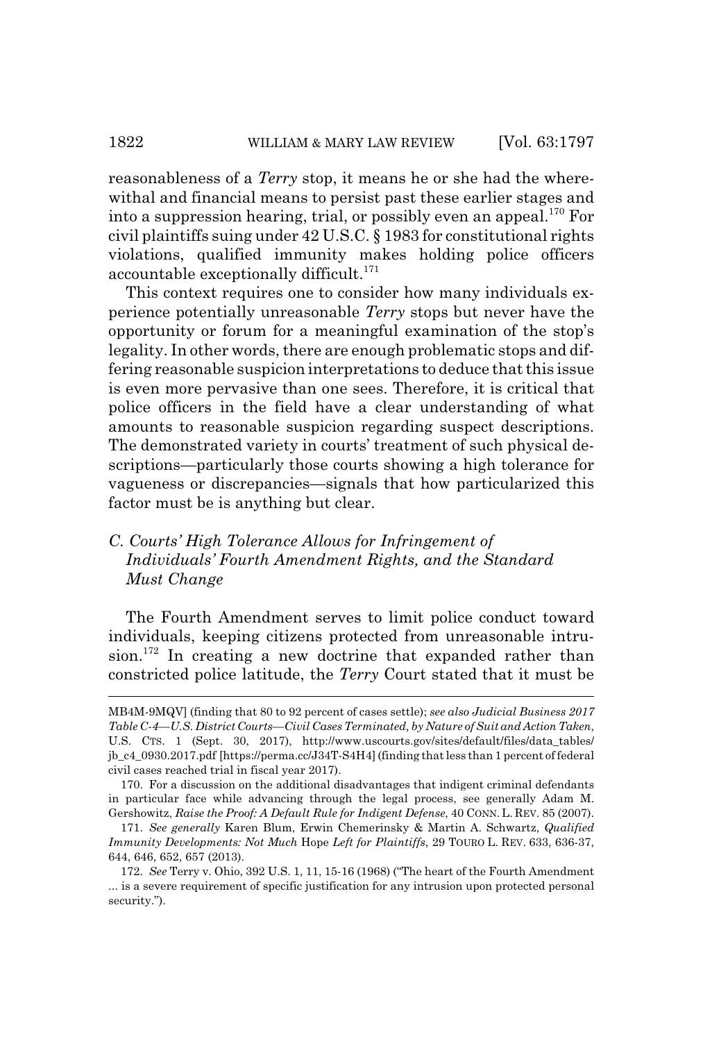reasonableness of a *Terry* stop, it means he or she had the wherewithal and financial means to persist past these earlier stages and into a suppression hearing, trial, or possibly even an appeal.[170] For civil plaintiffs suing under 42 U.S.C. § 1983 for constitutional rights violations, qualified immunity makes holding police officers accountable exceptionally difficult.[171]

This context requires one to consider how many individuals experience potentially unreasonable *Terry* stops but never have the opportunity or forum for a meaningful examination of the stop's legality. In other words, there are enough problematic stops and differing reasonable suspicion interpretations to deduce that this issue is even more pervasive than one sees. Therefore, it is critical that police officers in the field have a clear understanding of what amounts to reasonable suspicion regarding suspect descriptions. The demonstrated variety in courts' treatment of such physical descriptions—particularly those courts showing a high tolerance for vagueness or discrepancies—signals that how particularized this factor must be is anything but clear.

### *C. Courts' High Tolerance Allows for Infringement of Individuals' Fourth Amendment Rights, and the Standard Must Change*

The Fourth Amendment serves to limit police conduct toward individuals, keeping citizens protected from unreasonable intrusion.[172] In creating a new doctrine that expanded rather than constricted police latitude, the *Terry* Court stated that it must be

---

MB4M-9MQV] (finding that 80 to 92 percent of cases settle); *see also Judicial Business 2017 Table C-4—U.S. District Courts—Civil Cases Terminated, by Nature of Suit and Action Taken*, U.S. CTS. 1 (Sept. 30, 2017), http://www.uscourts.gov/sites/default/files/data_tables/jb_c4_0930.2017.pdf [https://perma.cc/J34T-S4H4] (finding that less than 1 percent of federal civil cases reached trial in fiscal year 2017).

170. For a discussion on the additional disadvantages that indigent criminal defendants in particular face while advancing through the legal process, see generally Adam M. Gershowitz, *Raise the Proof: A Default Rule for Indigent Defense*, 40 CONN. L. REV. 85 (2007).

171. *See generally* Karen Blum, Erwin Chemerinsky & Martin A. Schwartz, *Qualified Immunity Developments: Not Much* Hope *Left for Plaintiffs*, 29 TOURO L. REV. 633, 636-37, 644, 646, 652, 657 (2013).

172. *See* Terry v. Ohio, 392 U.S. 1, 11, 15-16 (1968) ("The heart of the Fourth Amendment ... is a severe requirement of specific justification for any intrusion upon protected personal security.").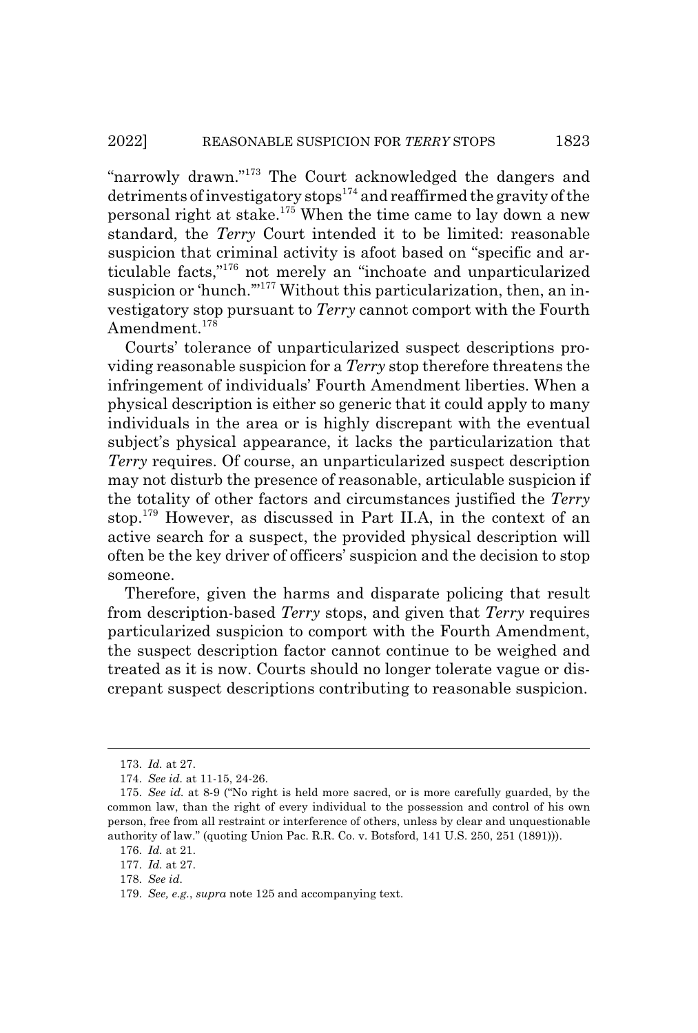"narrowly drawn."[173] The Court acknowledged the dangers and detriments of investigatory stops[174] and reaffirmed the gravity of the personal right at stake.[175] When the time came to lay down a new standard, the *Terry* Court intended it to be limited: reasonable suspicion that criminal activity is afoot based on "specific and articulable facts,"[176] not merely an "inchoate and unparticularized suspicion or 'hunch.'"[177] Without this particularization, then, an investigatory stop pursuant to *Terry* cannot comport with the Fourth Amendment.[178]

Courts' tolerance of unparticularized suspect descriptions providing reasonable suspicion for a *Terry* stop therefore threatens the infringement of individuals' Fourth Amendment liberties. When a physical description is either so generic that it could apply to many individuals in the area or is highly discrepant with the eventual subject's physical appearance, it lacks the particularization that *Terry* requires. Of course, an unparticularized suspect description may not disturb the presence of reasonable, articulable suspicion if the totality of other factors and circumstances justified the *Terry* stop.[179] However, as discussed in Part II.A, in the context of an active search for a suspect, the provided physical description will often be the key driver of officers' suspicion and the decision to stop someone.

Therefore, given the harms and disparate policing that result from description-based *Terry* stops, and given that *Terry* requires particularized suspicion to comport with the Fourth Amendment, the suspect description factor cannot continue to be weighed and treated as it is now. Courts should no longer tolerate vague or discrepant suspect descriptions contributing to reasonable suspicion.

---

173. *Id.* at 27.

174. *See id.* at 11-15, 24-26.

175. *See id.* at 8-9 ("No right is held more sacred, or is more carefully guarded, by the common law, than the right of every individual to the possession and control of his own person, free from all restraint or interference of others, unless by clear and unquestionable authority of law." (quoting Union Pac. R.R. Co. v. Botsford, 141 U.S. 250, 251 (1891))).

176. *Id.* at 21.

177. *Id.* at 27.

178. *See id.*

179. *See, e.g.*, *supra* note 125 and accompanying text.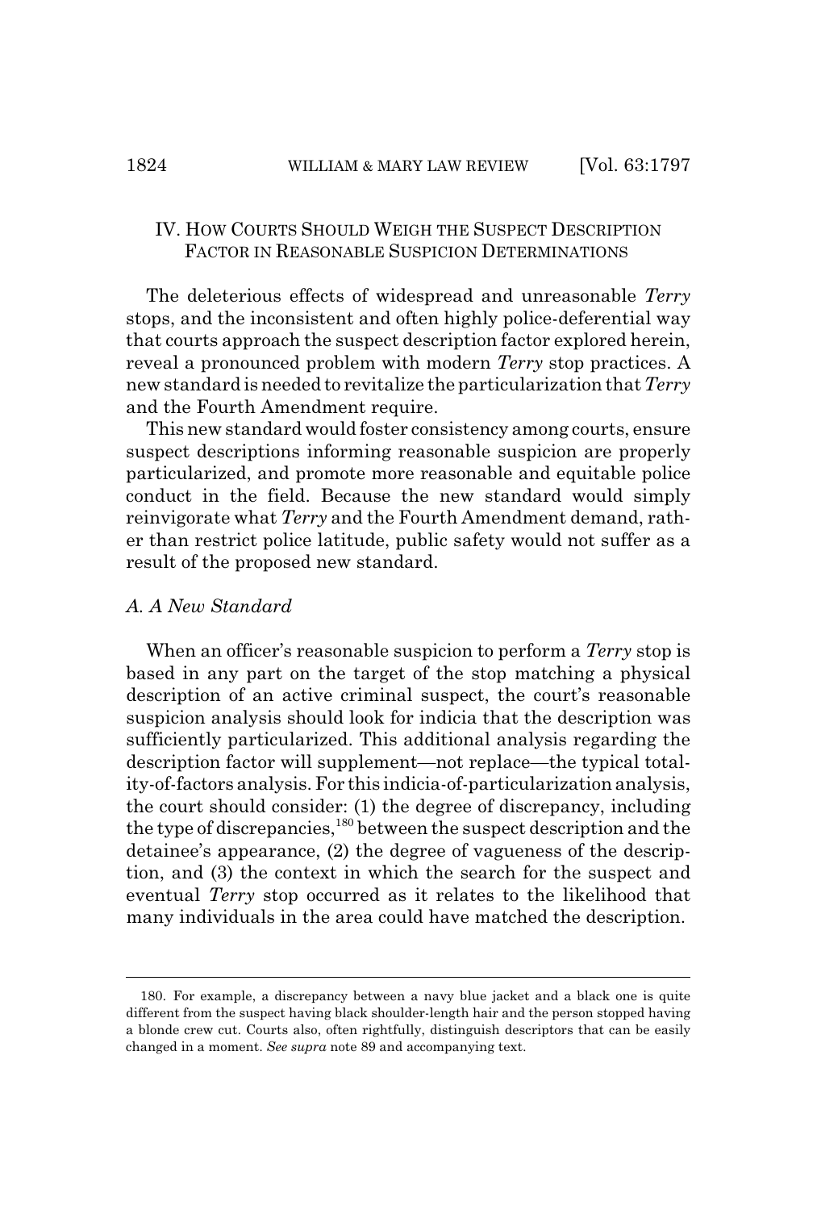## IV. How Courts Should Weigh the Suspect Description Factor in Reasonable Suspicion Determinations

The deleterious effects of widespread and unreasonable *Terry* stops, and the inconsistent and often highly police-deferential way that courts approach the suspect description factor explored herein, reveal a pronounced problem with modern *Terry* stop practices. A new standard is needed to revitalize the particularization that *Terry* and the Fourth Amendment require.

This new standard would foster consistency among courts, ensure suspect descriptions informing reasonable suspicion are properly particularized, and promote more reasonable and equitable police conduct in the field. Because the new standard would simply reinvigorate what *Terry* and the Fourth Amendment demand, rather than restrict police latitude, public safety would not suffer as a result of the proposed new standard.

### *A. A New Standard*

When an officer's reasonable suspicion to perform a *Terry* stop is based in any part on the target of the stop matching a physical description of an active criminal suspect, the court's reasonable suspicion analysis should look for indicia that the description was sufficiently particularized. This additional analysis regarding the description factor will supplement—not replace—the typical totality-of-factors analysis. For this indicia-of-particularization analysis, the court should consider: (1) the degree of discrepancy, including the type of discrepancies,[180] between the suspect description and the detainee's appearance, (2) the degree of vagueness of the description, and (3) the context in which the search for the suspect and eventual *Terry* stop occurred as it relates to the likelihood that many individuals in the area could have matched the description.

---

180. For example, a discrepancy between a navy blue jacket and a black one is quite different from the suspect having black shoulder-length hair and the person stopped having a blonde crew cut. Courts also, often rightfully, distinguish descriptors that can be easily changed in a moment. *See supra* note 89 and accompanying text.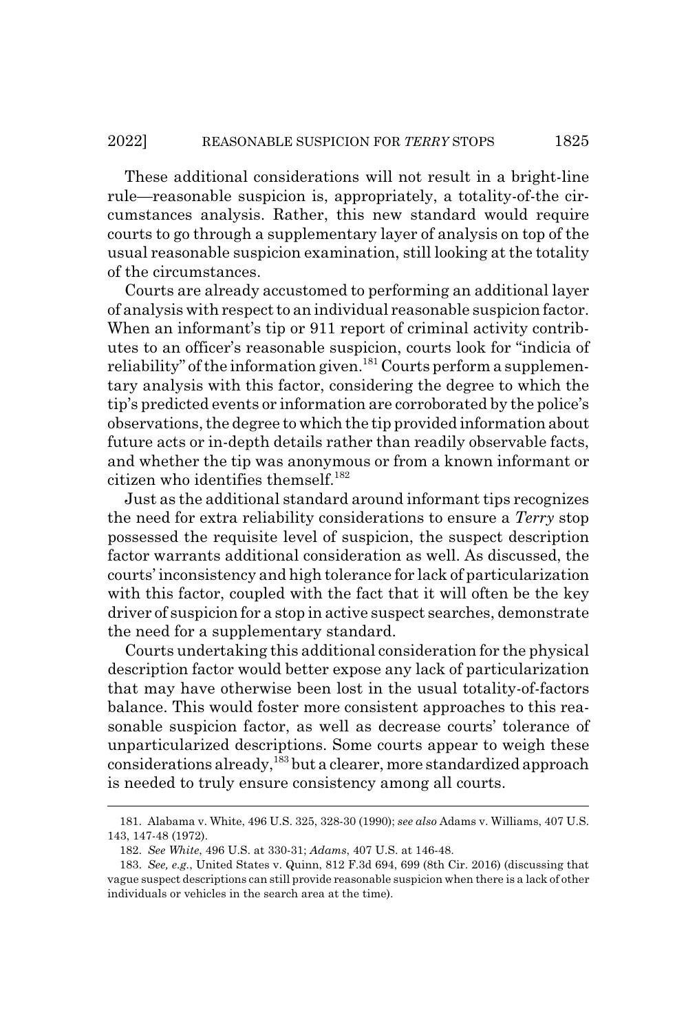These additional considerations will not result in a bright-line rule—reasonable suspicion is, appropriately, a totality-of-the circumstances analysis. Rather, this new standard would require courts to go through a supplementary layer of analysis on top of the usual reasonable suspicion examination, still looking at the totality of the circumstances.

Courts are already accustomed to performing an additional layer of analysis with respect to an individual reasonable suspicion factor. When an informant's tip or 911 report of criminal activity contributes to an officer's reasonable suspicion, courts look for "indicia of reliability" of the information given.[181] Courts perform a supplementary analysis with this factor, considering the degree to which the tip's predicted events or information are corroborated by the police's observations, the degree to which the tip provided information about future acts or in-depth details rather than readily observable facts, and whether the tip was anonymous or from a known informant or citizen who identifies themself.[182]

Just as the additional standard around informant tips recognizes the need for extra reliability considerations to ensure a *Terry* stop possessed the requisite level of suspicion, the suspect description factor warrants additional consideration as well. As discussed, the courts' inconsistency and high tolerance for lack of particularization with this factor, coupled with the fact that it will often be the key driver of suspicion for a stop in active suspect searches, demonstrate the need for a supplementary standard.

Courts undertaking this additional consideration for the physical description factor would better expose any lack of particularization that may have otherwise been lost in the usual totality-of-factors balance. This would foster more consistent approaches to this reasonable suspicion factor, as well as decrease courts' tolerance of unparticularized descriptions. Some courts appear to weigh these considerations already,[183] but a clearer, more standardized approach is needed to truly ensure consistency among all courts.

---

181. Alabama v. White, 496 U.S. 325, 328-30 (1990); *see also* Adams v. Williams, 407 U.S. 143, 147-48 (1972).

182. *See White*, 496 U.S. at 330-31; *Adams*, 407 U.S. at 146-48.

183. *See, e.g.*, United States v. Quinn, 812 F.3d 694, 699 (8th Cir. 2016) (discussing that vague suspect descriptions can still provide reasonable suspicion when there is a lack of other individuals or vehicles in the search area at the time).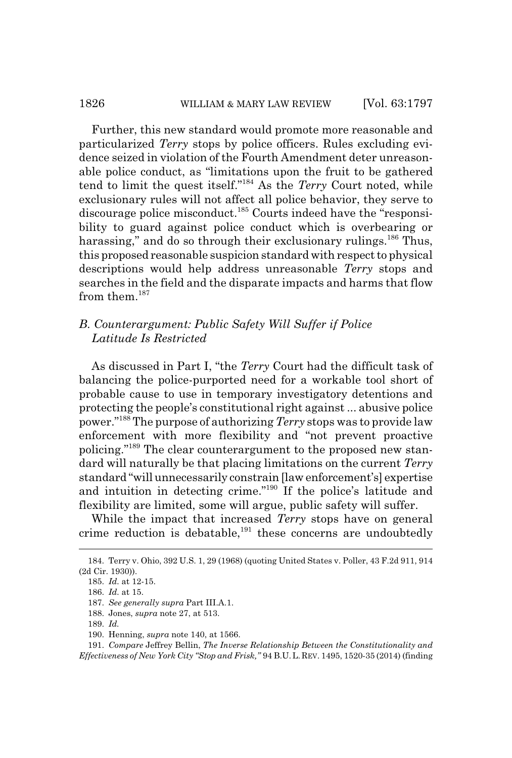Further, this new standard would promote more reasonable and particularized *Terry* stops by police officers. Rules excluding evidence seized in violation of the Fourth Amendment deter unreasonable police conduct, as "limitations upon the fruit to be gathered tend to limit the quest itself."[184] As the *Terry* Court noted, while exclusionary rules will not affect all police behavior, they serve to discourage police misconduct.[185] Courts indeed have the "responsibility to guard against police conduct which is overbearing or harassing," and do so through their exclusionary rulings.[186] Thus, this proposed reasonable suspicion standard with respect to physical descriptions would help address unreasonable *Terry* stops and searches in the field and the disparate impacts and harms that flow from them.[187]

### *B. Counterargument: Public Safety Will Suffer if Police Latitude Is Restricted*

As discussed in Part I, "the *Terry* Court had the difficult task of balancing the police-purported need for a workable tool short of probable cause to use in temporary investigatory detentions and protecting the people's constitutional right against ... abusive police power."[188] The purpose of authorizing *Terry* stops was to provide law enforcement with more flexibility and "not prevent proactive policing."[189] The clear counterargument to the proposed new standard will naturally be that placing limitations on the current *Terry* standard "will unnecessarily constrain [law enforcement's] expertise and intuition in detecting crime."[190] If the police's latitude and flexibility are limited, some will argue, public safety will suffer.

While the impact that increased *Terry* stops have on general crime reduction is debatable,[191] these concerns are undoubtedly

---

184. Terry v. Ohio, 392 U.S. 1, 29 (1968) (quoting United States v. Poller, 43 F.2d 911, 914 (2d Cir. 1930)).

185. *Id.* at 12-15.

186. *Id.* at 15.

187. *See generally supra* Part III.A.1.

188. Jones, *supra* note 27, at 513.

189. *Id.*

190. Henning, *supra* note 140, at 1566.

191. *Compare* Jeffrey Bellin, *The Inverse Relationship Between the Constitutionality and Effectiveness of New York City "Stop and Frisk,"* 94 B.U. L. REV. 1495, 1520-35 (2014) (finding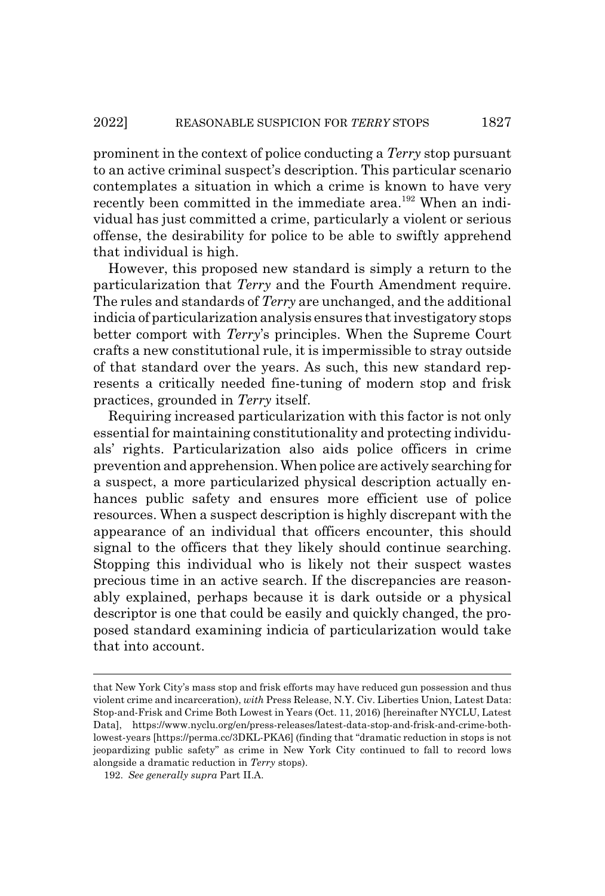prominent in the context of police conducting a *Terry* stop pursuant to an active criminal suspect's description. This particular scenario contemplates a situation in which a crime is known to have very recently been committed in the immediate area.[192] When an individual has just committed a crime, particularly a violent or serious offense, the desirability for police to be able to swiftly apprehend that individual is high.

However, this proposed new standard is simply a return to the particularization that *Terry* and the Fourth Amendment require. The rules and standards of *Terry* are unchanged, and the additional indicia of particularization analysis ensures that investigatory stops better comport with *Terry*'s principles. When the Supreme Court crafts a new constitutional rule, it is impermissible to stray outside of that standard over the years. As such, this new standard represents a critically needed fine-tuning of modern stop and frisk practices, grounded in *Terry* itself.

Requiring increased particularization with this factor is not only essential for maintaining constitutionality and protecting individuals' rights. Particularization also aids police officers in crime prevention and apprehension. When police are actively searching for a suspect, a more particularized physical description actually enhances public safety and ensures more efficient use of police resources. When a suspect description is highly discrepant with the appearance of an individual that officers encounter, this should signal to the officers that they likely should continue searching. Stopping this individual who is likely not their suspect wastes precious time in an active search. If the discrepancies are reasonably explained, perhaps because it is dark outside or a physical descriptor is one that could be easily and quickly changed, the proposed standard examining indicia of particularization would take that into account.

---

that New York City's mass stop and frisk efforts may have reduced gun possession and thus violent crime and incarceration), *with* Press Release, N.Y. Civ. Liberties Union, Latest Data: Stop-and-Frisk and Crime Both Lowest in Years (Oct. 11, 2016) [hereinafter NYCLU, Latest Data], https://www.nyclu.org/en/press-releases/latest-data-stop-and-frisk-and-crime-both-lowest-years [https://perma.cc/3DKL-PKA6] (finding that "dramatic reduction in stops is not jeopardizing public safety" as crime in New York City continued to fall to record lows alongside a dramatic reduction in *Terry* stops).

192. *See generally supra* Part II.A.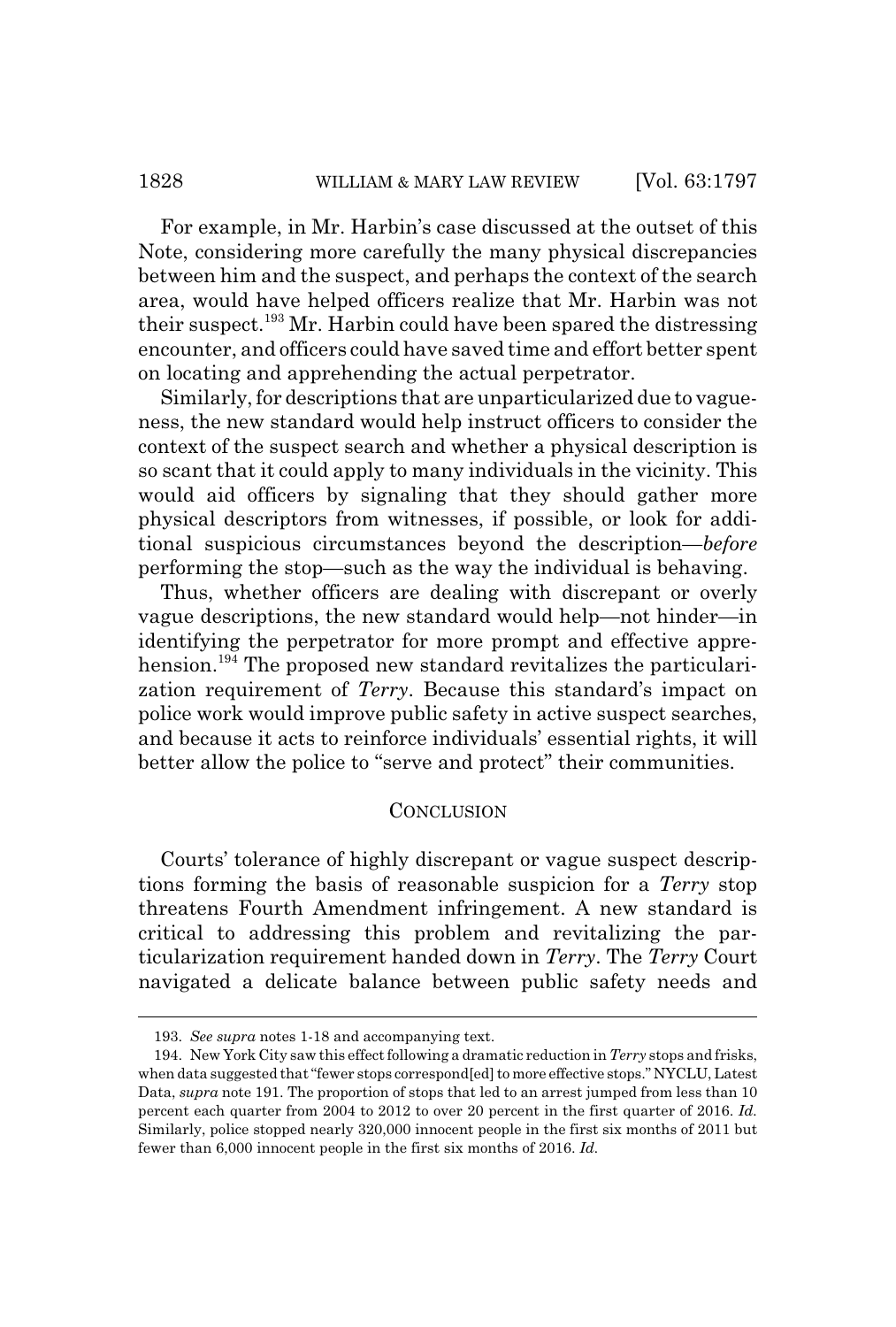For example, in Mr. Harbin's case discussed at the outset of this Note, considering more carefully the many physical discrepancies between him and the suspect, and perhaps the context of the search area, would have helped officers realize that Mr. Harbin was not their suspect.[193] Mr. Harbin could have been spared the distressing encounter, and officers could have saved time and effort better spent on locating and apprehending the actual perpetrator.

Similarly, for descriptions that are unparticularized due to vagueness, the new standard would help instruct officers to consider the context of the suspect search and whether a physical description is so scant that it could apply to many individuals in the vicinity. This would aid officers by signaling that they should gather more physical descriptors from witnesses, if possible, or look for additional suspicious circumstances beyond the description—*before* performing the stop—such as the way the individual is behaving.

Thus, whether officers are dealing with discrepant or overly vague descriptions, the new standard would help—not hinder—in identifying the perpetrator for more prompt and effective apprehension.[194] The proposed new standard revitalizes the particularization requirement of *Terry*. Because this standard's impact on police work would improve public safety in active suspect searches, and because it acts to reinforce individuals' essential rights, it will better allow the police to "serve and protect" their communities.

## CONCLUSION

Courts' tolerance of highly discrepant or vague suspect descriptions forming the basis of reasonable suspicion for a *Terry* stop threatens Fourth Amendment infringement. A new standard is critical to addressing this problem and revitalizing the particularization requirement handed down in *Terry*. The *Terry* Court navigated a delicate balance between public safety needs and

---

193. *See supra* notes 1-18 and accompanying text.

194. New York City saw this effect following a dramatic reduction in *Terry* stops and frisks, when data suggested that "fewer stops correspond[ed] to more effective stops." NYCLU, Latest Data, *supra* note 191. The proportion of stops that led to an arrest jumped from less than 10 percent each quarter from 2004 to 2012 to over 20 percent in the first quarter of 2016. *Id.* Similarly, police stopped nearly 320,000 innocent people in the first six months of 2011 but fewer than 6,000 innocent people in the first six months of 2016. *Id.*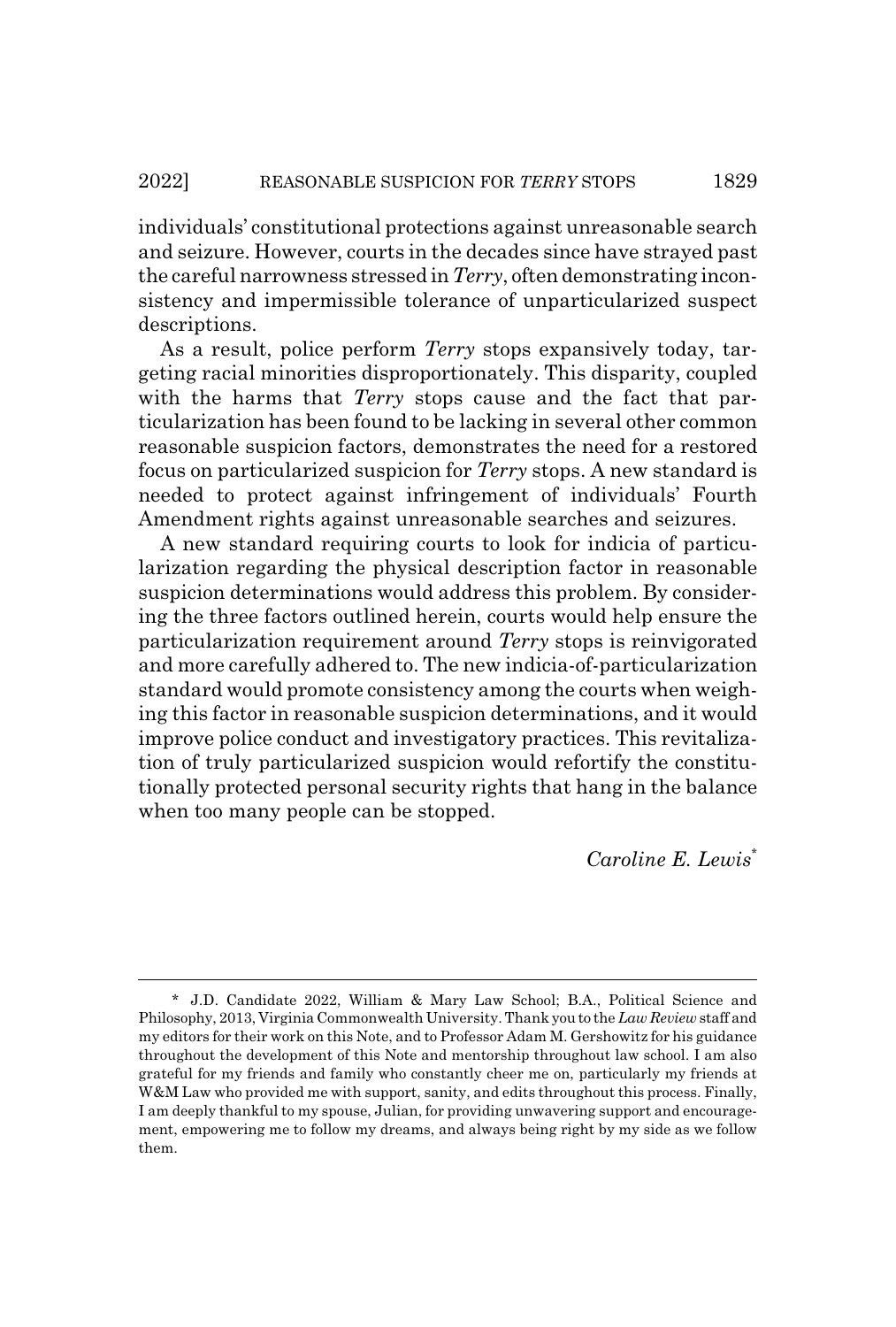individuals' constitutional protections against unreasonable search and seizure. However, courts in the decades since have strayed past the careful narrowness stressed in *Terry*, often demonstrating inconsistency and impermissible tolerance of unparticularized suspect descriptions.

As a result, police perform *Terry* stops expansively today, targeting racial minorities disproportionately. This disparity, coupled with the harms that *Terry* stops cause and the fact that particularization has been found to be lacking in several other common reasonable suspicion factors, demonstrates the need for a restored focus on particularized suspicion for *Terry* stops. A new standard is needed to protect against infringement of individuals' Fourth Amendment rights against unreasonable searches and seizures.

A new standard requiring courts to look for indicia of particularization regarding the physical description factor in reasonable suspicion determinations would address this problem. By considering the three factors outlined herein, courts would help ensure the particularization requirement around *Terry* stops is reinvigorated and more carefully adhered to. The new indicia-of-particularization standard would promote consistency among the courts when weighing this factor in reasonable suspicion determinations, and it would improve police conduct and investigatory practices. This revitalization of truly particularized suspicion would refortify the constitutionally protected personal security rights that hang in the balance when too many people can be stopped.

*Caroline E. Lewis*[*]

---

[*] J.D. Candidate 2022, William & Mary Law School; B.A., Political Science and Philosophy, 2013, Virginia Commonwealth University. Thank you to the *Law Review* staff and my editors for their work on this Note, and to Professor Adam M. Gershowitz for his guidance throughout the development of this Note and mentorship throughout law school. I am also grateful for my friends and family who constantly cheer me on, particularly my friends at W&M Law who provided me with support, sanity, and edits throughout this process. Finally, I am deeply thankful to my spouse, Julian, for providing unwavering support and encouragement, empowering me to follow my dreams, and always being right by my side as we follow them.